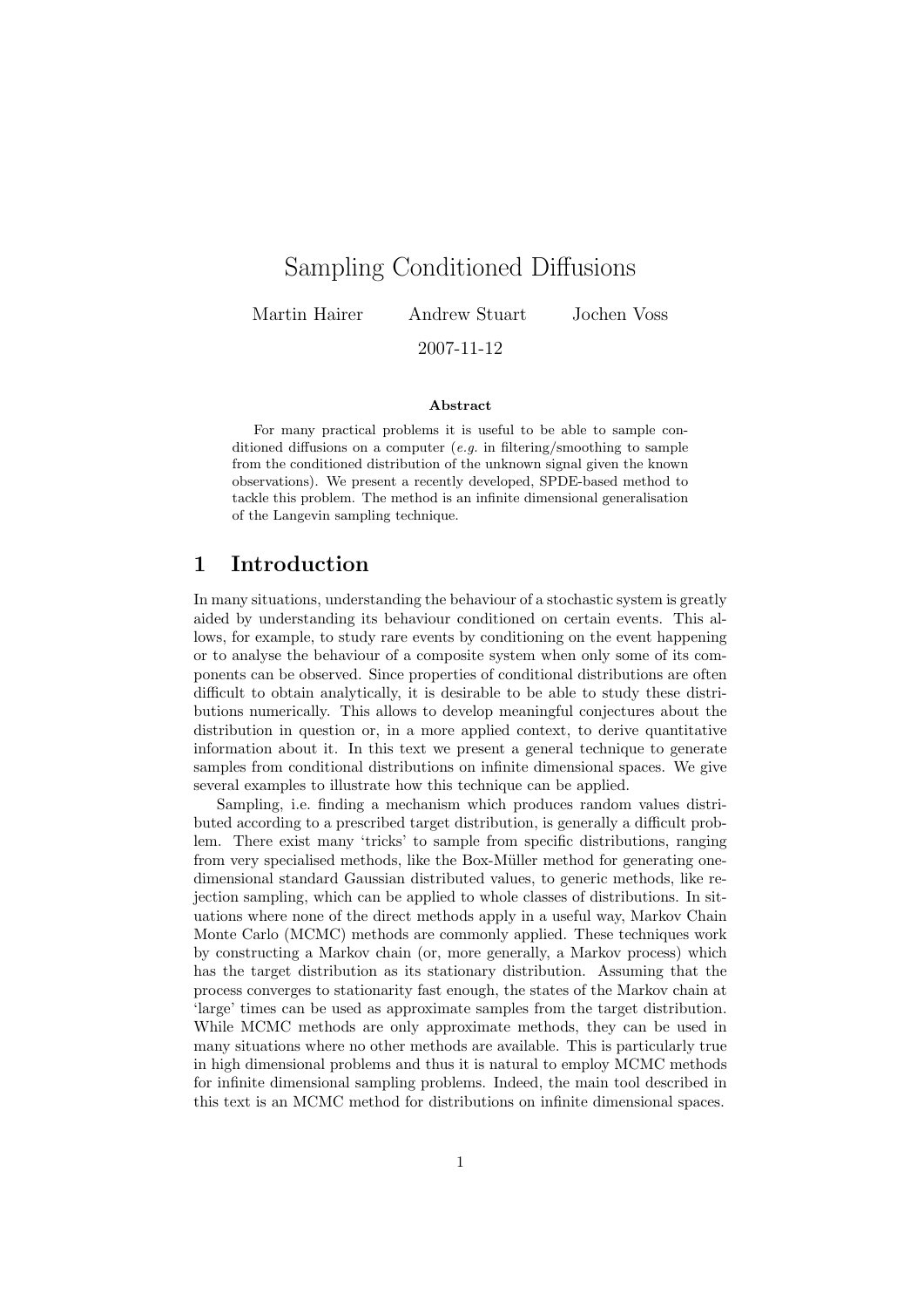# Sampling Conditioned Diffusions

Martin Hairer    Andrew Stuart    Jochen Voss

2007-11-12

**Abstract**

For many practical problems it is useful to be able to sample conditioned diffusions on a computer (*e.g.* in filtering/smoothing to sample from the conditioned distribution of the unknown signal given the known observations). We present a recently developed, SPDE-based method to tackle this problem. The method is an infinite dimensional generalisation of the Langevin sampling technique.

## 1 Introduction

In many situations, understanding the behaviour of a stochastic system is greatly aided by understanding its behaviour conditioned on certain events. This allows, for example, to study rare events by conditioning on the event happening or to analyse the behaviour of a composite system when only some of its components can be observed. Since properties of conditional distributions are often difficult to obtain analytically, it is desirable to be able to study these distributions numerically. This allows to develop meaningful conjectures about the distribution in question or, in a more applied context, to derive quantitative information about it. In this text we present a general technique to generate samples from conditional distributions on infinite dimensional spaces. We give several examples to illustrate how this technique can be applied.

Sampling, i.e. finding a mechanism which produces random values distributed according to a prescribed target distribution, is generally a difficult problem. There exist many 'tricks' to sample from specific distributions, ranging from very specialised methods, like the Box-Müller method for generating one-dimensional standard Gaussian distributed values, to generic methods, like rejection sampling, which can be applied to whole classes of distributions. In situations where none of the direct methods apply in a useful way, Markov Chain Monte Carlo (MCMC) methods are commonly applied. These techniques work by constructing a Markov chain (or, more generally, a Markov process) which has the target distribution as its stationary distribution. Assuming that the process converges to stationarity fast enough, the states of the Markov chain at 'large' times can be used as approximate samples from the target distribution. While MCMC methods are only approximate methods, they can be used in many situations where no other methods are available. This is particularly true in high dimensional problems and thus it is natural to employ MCMC methods for infinite dimensional sampling problems. Indeed, the main tool described in this text is an MCMC method for distributions on infinite dimensional spaces.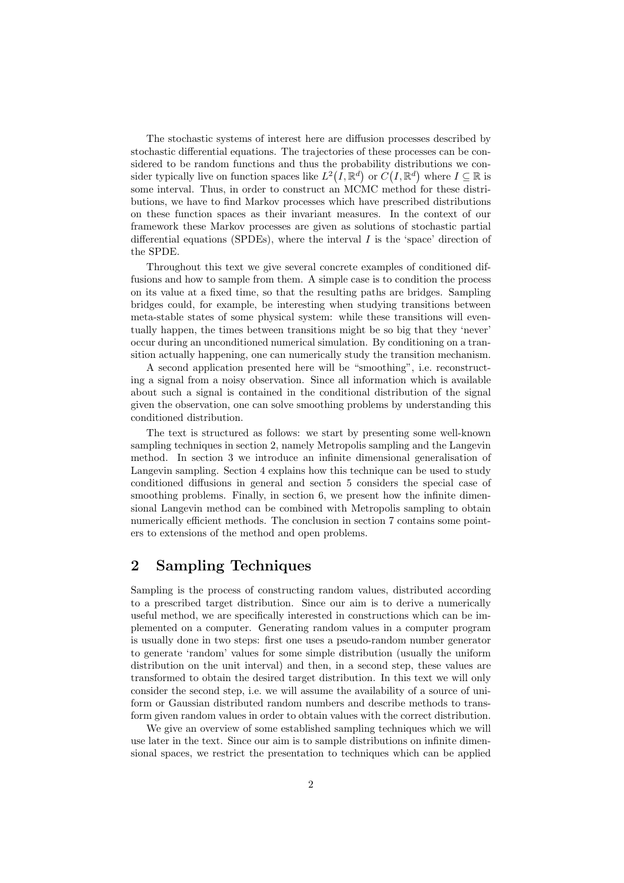The stochastic systems of interest here are diffusion processes described by stochastic differential equations. The trajectories of these processes can be considered to be random functions and thus the probability distributions we consider typically live on function spaces like $L^2(I, \mathbb{R}^d)$ or $C(I, \mathbb{R}^d)$ where $I \subseteq \mathbb{R}$ is some interval. Thus, in order to construct an MCMC method for these distributions, we have to find Markov processes which have prescribed distributions on these function spaces as their invariant measures. In the context of our framework these Markov processes are given as solutions of stochastic partial differential equations (SPDEs), where the interval $I$ is the 'space' direction of the SPDE.

Throughout this text we give several concrete examples of conditioned diffusions and how to sample from them. A simple case is to condition the process on its value at a fixed time, so that the resulting paths are bridges. Sampling bridges could, for example, be interesting when studying transitions between meta-stable states of some physical system: while these transitions will eventually happen, the times between transitions might be so big that they 'never' occur during an unconditioned numerical simulation. By conditioning on a transition actually happening, one can numerically study the transition mechanism.

A second application presented here will be "smoothing", i.e. reconstructing a signal from a noisy observation. Since all information which is available about such a signal is contained in the conditional distribution of the signal given the observation, one can solve smoothing problems by understanding this conditioned distribution.

The text is structured as follows: we start by presenting some well-known sampling techniques in section 2, namely Metropolis sampling and the Langevin method. In section 3 we introduce an infinite dimensional generalisation of Langevin sampling. Section 4 explains how this technique can be used to study conditioned diffusions in general and section 5 considers the special case of smoothing problems. Finally, in section 6, we present how the infinite dimensional Langevin method can be combined with Metropolis sampling to obtain numerically efficient methods. The conclusion in section 7 contains some pointers to extensions of the method and open problems.

## 2 Sampling Techniques

Sampling is the process of constructing random values, distributed according to a prescribed target distribution. Since our aim is to derive a numerically useful method, we are specifically interested in constructions which can be implemented on a computer. Generating random values in a computer program is usually done in two steps: first one uses a pseudo-random number generator to generate 'random' values for some simple distribution (usually the uniform distribution on the unit interval) and then, in a second step, these values are transformed to obtain the desired target distribution. In this text we will only consider the second step, i.e. we will assume the availability of a source of uniform or Gaussian distributed random numbers and describe methods to transform given random values in order to obtain values with the correct distribution.

We give an overview of some established sampling techniques which we will use later in the text. Since our aim is to sample distributions on infinite dimensional spaces, we restrict the presentation to techniques which can be applied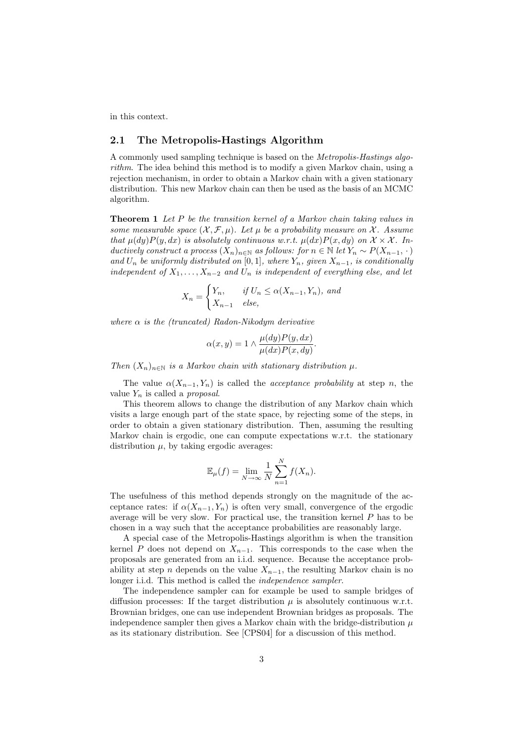in this context.

## 2.1 The Metropolis-Hastings Algorithm

A commonly used sampling technique is based on the *Metropolis-Hastings algorithm*. The idea behind this method is to modify a given Markov chain, using a rejection mechanism, in order to obtain a Markov chain with a given stationary distribution. This new Markov chain can then be used as the basis of an MCMC algorithm.

**Theorem 1** *Let $P$ be the transition kernel of a Markov chain taking values in some measurable space $(\mathcal{X}, \mathcal{F}, \mu)$. Let $\mu$ be a probability measure on $\mathcal{X}$. Assume that $\mu(dy)P(y, dx)$ is absolutely continuous w.r.t. $\mu(dx)P(x, dy)$ on $\mathcal{X} \times \mathcal{X}$. Inductively construct a process $(X_n)_{n \in \mathbb{N}}$ as follows: for $n \in \mathbb{N}$ let $Y_n \sim P(X_{n-1}, \cdot\,)$ and $U_n$ be uniformly distributed on $[0, 1]$, where $Y_n$, given $X_{n-1}$, is conditionally independent of $X_1, \ldots, X_{n-2}$ and $U_n$ is independent of everything else, and let*

$$X_n = \begin{cases} Y_n, & \text{if } U_n \leq \alpha(X_{n-1}, Y_n), \text{ and} \\ X_{n-1} & \text{else,} \end{cases}$$

*where $\alpha$ is the (truncated) Radon-Nikodym derivative*

$$\alpha(x, y) = 1 \wedge \frac{\mu(dy)P(y, dx)}{\mu(dx)P(x, dy)}.$$

*Then $(X_n)_{n \in \mathbb{N}}$ is a Markov chain with stationary distribution $\mu$.*

The value $\alpha(X_{n-1}, Y_n)$ is called the *acceptance probability* at step $n$, the value $Y_n$ is called a *proposal*.

This theorem allows to change the distribution of any Markov chain which visits a large enough part of the state space, by rejecting some of the steps, in order to obtain a given stationary distribution. Then, assuming the resulting Markov chain is ergodic, one can compute expectations w.r.t. the stationary distribution $\mu$, by taking ergodic averages:

$$\mathbb{E}_\mu(f) = \lim_{N \to \infty} \frac{1}{N} \sum_{n=1}^{N} f(X_n).$$

The usefulness of this method depends strongly on the magnitude of the acceptance rates: if $\alpha(X_{n-1}, Y_n)$ is often very small, convergence of the ergodic average will be very slow. For practical use, the transition kernel $P$ has to be chosen in a way such that the acceptance probabilities are reasonably large.

A special case of the Metropolis-Hastings algorithm is when the transition kernel $P$ does not depend on $X_{n-1}$. This corresponds to the case when the proposals are generated from an i.i.d. sequence. Because the acceptance probability at step $n$ depends on the value $X_{n-1}$, the resulting Markov chain is no longer i.i.d. This method is called the *independence sampler*.

The independence sampler can for example be used to sample bridges of diffusion processes: If the target distribution $\mu$ is absolutely continuous w.r.t. Brownian bridges, one can use independent Brownian bridges as proposals. The independence sampler then gives a Markov chain with the bridge-distribution $\mu$ as its stationary distribution. See [CPS04] for a discussion of this method.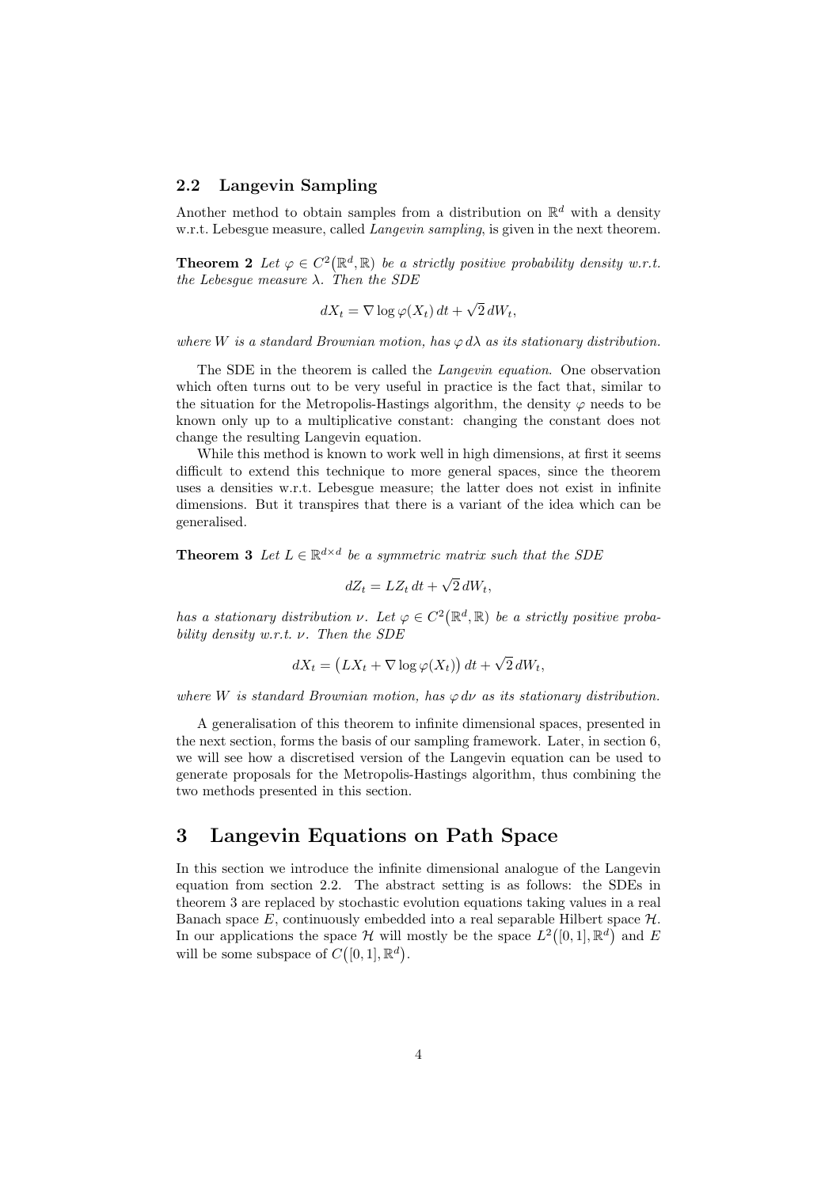## 2.2 Langevin Sampling

Another method to obtain samples from a distribution on $\mathbb{R}^d$ with a density w.r.t. Lebesgue measure, called *Langevin sampling*, is given in the next theorem.

**Theorem 2** *Let $\varphi \in C^2(\mathbb{R}^d, \mathbb{R})$ be a strictly positive probability density w.r.t. the Lebesgue measure $\lambda$. Then the SDE*

$$dX_t = \nabla \log \varphi(X_t)\, dt + \sqrt{2}\, dW_t,$$

*where $W$ is a standard Brownian motion, has $\varphi\, d\lambda$ as its stationary distribution.*

The SDE in the theorem is called the *Langevin equation*. One observation which often turns out to be very useful in practice is the fact that, similar to the situation for the Metropolis-Hastings algorithm, the density $\varphi$ needs to be known only up to a multiplicative constant: changing the constant does not change the resulting Langevin equation.

While this method is known to work well in high dimensions, at first it seems difficult to extend this technique to more general spaces, since the theorem uses a densities w.r.t. Lebesgue measure; the latter does not exist in infinite dimensions. But it transpires that there is a variant of the idea which can be generalised.

**Theorem 3** *Let $L \in \mathbb{R}^{d\times d}$ be a symmetric matrix such that the SDE*

$$dZ_t = LZ_t\, dt + \sqrt{2}\, dW_t,$$

*has a stationary distribution $\nu$. Let $\varphi \in C^2(\mathbb{R}^d, \mathbb{R})$ be a strictly positive probability density w.r.t. $\nu$. Then the SDE*

$$dX_t = \big(LX_t + \nabla \log \varphi(X_t)\big)\, dt + \sqrt{2}\, dW_t,$$

*where $W$ is standard Brownian motion, has $\varphi\, d\nu$ as its stationary distribution.*

A generalisation of this theorem to infinite dimensional spaces, presented in the next section, forms the basis of our sampling framework. Later, in section 6, we will see how a discretised version of the Langevin equation can be used to generate proposals for the Metropolis-Hastings algorithm, thus combining the two methods presented in this section.

# 3 Langevin Equations on Path Space

In this section we introduce the infinite dimensional analogue of the Langevin equation from section 2.2. The abstract setting is as follows: the SDEs in theorem 3 are replaced by stochastic evolution equations taking values in a real Banach space $E$, continuously embedded into a real separable Hilbert space $\mathcal{H}$. In our applications the space $\mathcal{H}$ will mostly be the space $L^2([0,1], \mathbb{R}^d)$ and $E$ will be some subspace of $C([0,1], \mathbb{R}^d)$.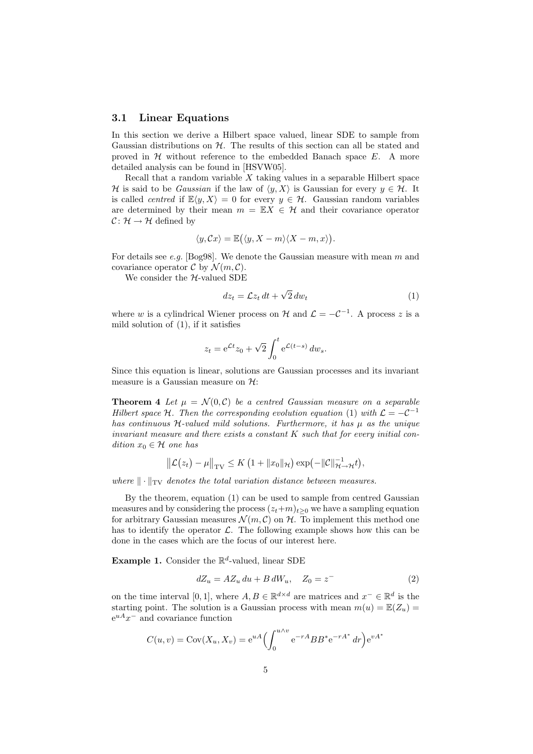### 3.1 Linear Equations

In this section we derive a Hilbert space valued, linear SDE to sample from Gaussian distributions on $\mathcal{H}$. The results of this section can all be stated and proved in $\mathcal{H}$ without reference to the embedded Banach space $E$. A more detailed analysis can be found in [HSVW05].

Recall that a random variable $X$ taking values in a separable Hilbert space $\mathcal{H}$ is said to be *Gaussian* if the law of $\langle y, X\rangle$ is Gaussian for every $y \in \mathcal{H}$. It is called *centred* if $\mathbb{E}\langle y, X\rangle = 0$ for every $y \in \mathcal{H}$. Gaussian random variables are determined by their mean $m = \mathbb{E}X \in \mathcal{H}$ and their covariance operator $\mathcal{C}\colon \mathcal{H} \to \mathcal{H}$ defined by

$$\langle y, \mathcal{C}x\rangle = \mathbb{E}\big(\langle y, X - m\rangle\langle X - m, x\rangle\big).$$

For details see *e.g.* [Bog98]. We denote the Gaussian measure with mean $m$ and covariance operator $\mathcal{C}$ by $\mathcal{N}(m, \mathcal{C})$.

We consider the $\mathcal{H}$-valued SDE

$$dz_t = \mathcal{L}z_t\,dt + \sqrt{2}\,dw_t \tag{1}$$

where $w$ is a cylindrical Wiener process on $\mathcal{H}$ and $\mathcal{L} = -\mathcal{C}^{-1}$. A process $z$ is a mild solution of (1), if it satisfies

$$z_t = \mathrm{e}^{\mathcal{L}t}z_0 + \sqrt{2}\int_0^t \mathrm{e}^{\mathcal{L}(t-s)}\,dw_s.$$

Since this equation is linear, solutions are Gaussian processes and its invariant measure is a Gaussian measure on $\mathcal{H}$:

**Theorem 4** *Let $\mu = \mathcal{N}(0, \mathcal{C})$ be a centred Gaussian measure on a separable Hilbert space $\mathcal{H}$. Then the corresponding evolution equation (1) with $\mathcal{L} = -\mathcal{C}^{-1}$ has continuous $\mathcal{H}$-valued mild solutions. Furthermore, it has $\mu$ as the unique invariant measure and there exists a constant $K$ such that for every initial condition $x_0 \in \mathcal{H}$ one has*

$$\big\|\mathcal{L}(z_t) - \mu\big\|_{\mathrm{TV}} \leq K\,\big(1 + \|x_0\|_{\mathcal{H}}\big)\exp\big(-\|\mathcal{C}\|^{-1}_{\mathcal{H}\to\mathcal{H}}t\big),$$

*where $\|\cdot\|_{\mathrm{TV}}$ denotes the total variation distance between measures.*

By the theorem, equation (1) can be used to sample from centred Gaussian measures and by considering the process $(z_t + m)_{t\geq 0}$ we have a sampling equation for arbitrary Gaussian measures $\mathcal{N}(m, \mathcal{C})$ on $\mathcal{H}$. To implement this method one has to identify the operator $\mathcal{L}$. The following example shows how this can be done in the cases which are the focus of our interest here.

**Example 1.** Consider the $\mathbb{R}^d$-valued, linear SDE

$$dZ_u = AZ_u\,du + B\,dW_u, \quad Z_0 = z^- \tag{2}$$

on the time interval $[0, 1]$, where $A, B \in \mathbb{R}^{d\times d}$ are matrices and $x^- \in \mathbb{R}^d$ is the starting point. The solution is a Gaussian process with mean $m(u) = \mathbb{E}(Z_u) = \mathrm{e}^{uA}x^-$ and covariance function

$$C(u, v) = \mathrm{Cov}(X_u, X_v) = \mathrm{e}^{uA}\Big(\int_0^{u\wedge v} \mathrm{e}^{-rA}BB^*\mathrm{e}^{-rA^*}\,dr\Big)\mathrm{e}^{vA^*}$$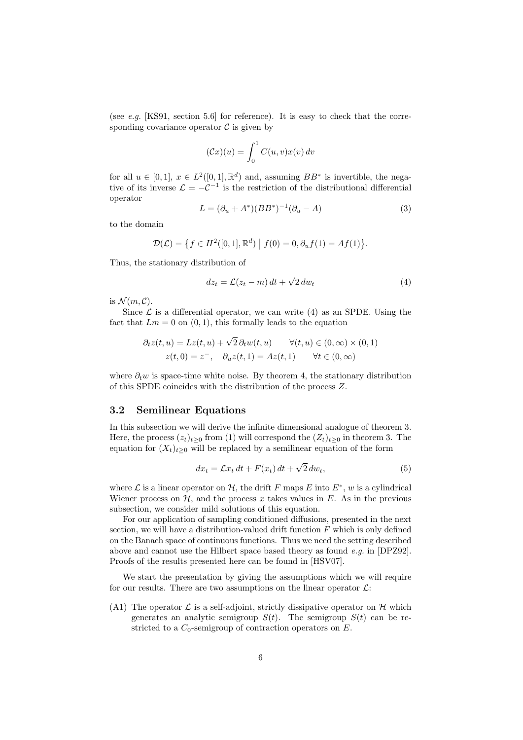(see *e.g.* [KS91, section 5.6] for reference). It is easy to check that the corresponding covariance operator $\mathcal{C}$ is given by

$$(\mathcal{C}x)(u) = \int_0^1 C(u,v)x(v)\,dv$$

for all $u \in [0,1]$, $x \in L^2([0,1],\mathbb{R}^d)$ and, assuming $BB^*$ is invertible, the negative of its inverse $\mathcal{L} = -\mathcal{C}^{-1}$ is the restriction of the distributional differential operator

$$L = (\partial_u + A^*)(BB^*)^{-1}(\partial_u - A) \tag{3}$$

to the domain

$$\mathcal{D}(\mathcal{L}) = \bigl\{ f \in H^2([0,1],\mathbb{R}^d) \bigm| f(0) = 0, \partial_u f(1) = Af(1) \bigr\}.$$

Thus, the stationary distribution of

$$dz_t = \mathcal{L}(z_t - m)\,dt + \sqrt{2}\,dw_t \tag{4}$$

is $\mathcal{N}(m,\mathcal{C})$.

Since $\mathcal{L}$ is a differential operator, we can write (4) as an SPDE. Using the fact that $Lm = 0$ on $(0,1)$, this formally leads to the equation

$$\begin{aligned}
\partial_t z(t,u) &= Lz(t,u) + \sqrt{2}\,\partial_t w(t,u) \qquad \forall (t,u) \in (0,\infty)\times(0,1) \\
z(t,0) &= z^-, \quad \partial_u z(t,1) = Az(t,1) \qquad \forall t \in (0,\infty)
\end{aligned}$$

where $\partial_t w$ is space-time white noise. By theorem 4, the stationary distribution of this SPDE coincides with the distribution of the process $Z$.

### 3.2 Semilinear Equations

In this subsection we will derive the infinite dimensional analogue of theorem 3. Here, the process $(z_t)_{t\geq 0}$ from (1) will correspond the $(Z_t)_{t\geq 0}$ in theorem 3. The equation for $(X_t)_{t\geq 0}$ will be replaced by a semilinear equation of the form

$$dx_t = \mathcal{L}x_t\,dt + F(x_t)\,dt + \sqrt{2}\,dw_t, \tag{5}$$

where $\mathcal{L}$ is a linear operator on $\mathcal{H}$, the drift $F$ maps $E$ into $E^*$, $w$ is a cylindrical Wiener process on $\mathcal{H}$, and the process $x$ takes values in $E$. As in the previous subsection, we consider mild solutions of this equation.

For our application of sampling conditioned diffusions, presented in the next section, we will have a distribution-valued drift function $F$ which is only defined on the Banach space of continuous functions. Thus we need the setting described above and cannot use the Hilbert space based theory as found *e.g.* in [DPZ92]. Proofs of the results presented here can be found in [HSV07].

We start the presentation by giving the assumptions which we will require for our results. There are two assumptions on the linear operator $\mathcal{L}$:

(A1) The operator $\mathcal{L}$ is a self-adjoint, strictly dissipative operator on $\mathcal{H}$ which generates an analytic semigroup $S(t)$. The semigroup $S(t)$ can be restricted to a $C_0$-semigroup of contraction operators on $E$.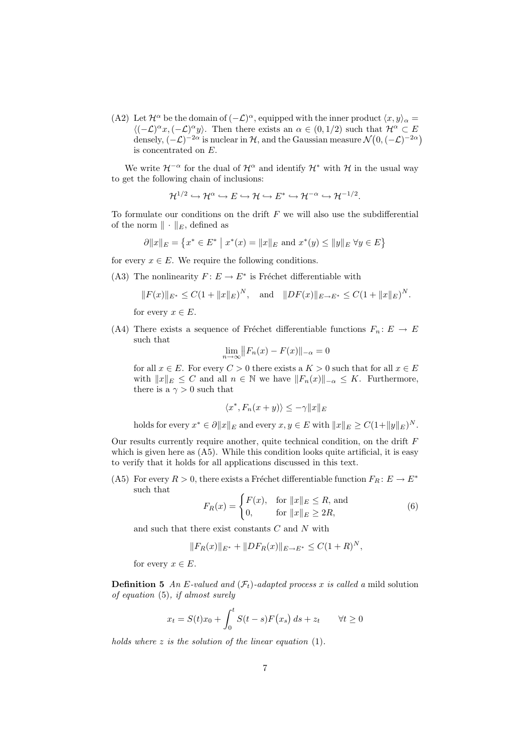(A2) Let $\mathcal{H}^\alpha$ be the domain of $(-\mathcal{L})^\alpha$, equipped with the inner product $\langle x, y\rangle_\alpha = \langle(-\mathcal{L})^\alpha x, (-\mathcal{L})^\alpha y\rangle$. Then there exists an $\alpha \in (0, 1/2)$ such that $\mathcal{H}^\alpha \subset E$ densely, $(-\mathcal{L})^{-2\alpha}$ is nuclear in $\mathcal{H}$, and the Gaussian measure $\mathcal{N}\big(0, (-\mathcal{L})^{-2\alpha}\big)$ is concentrated on $E$.

We write $\mathcal{H}^{-\alpha}$ for the dual of $\mathcal{H}^\alpha$ and identify $\mathcal{H}^*$ with $\mathcal{H}$ in the usual way to get the following chain of inclusions:

$$\mathcal{H}^{1/2} \hookrightarrow \mathcal{H}^\alpha \hookrightarrow E \hookrightarrow \mathcal{H} \hookrightarrow E^* \hookrightarrow \mathcal{H}^{-\alpha} \hookrightarrow \mathcal{H}^{-1/2}.$$

To formulate our conditions on the drift $F$ we will also use the subdifferential of the norm $\|\cdot\|_E$, defined as

$$\partial\|x\|_E = \big\{ x^* \in E^* \;\big|\; x^*(x) = \|x\|_E \text{ and } x^*(y) \leq \|y\|_E \;\forall y \in E \big\}$$

for every $x \in E$. We require the following conditions.

(A3) The nonlinearity $F \colon E \to E^*$ is Fréchet differentiable with

$$\|F(x)\|_{E^*} \leq C(1 + \|x\|_E)^N, \quad \text{and} \quad \|DF(x)\|_{E\to E^*} \leq C(1 + \|x\|_E)^N.$$

for every $x \in E$.

(A4) There exists a sequence of Fréchet differentiable functions $F_n \colon E \to E$ such that

$$\lim_{n\to\infty} \big\|F_n(x) - F(x)\big\|_{-\alpha} = 0$$

for all $x \in E$. For every $C > 0$ there exists a $K > 0$ such that for all $x \in E$ with $\|x\|_E \leq C$ and all $n \in \mathbb{N}$ we have $\|F_n(x)\|_{-\alpha} \leq K$. Furthermore, there is a $\gamma > 0$ such that

$$\langle x^*, F_n(x + y)\rangle \leq -\gamma\|x\|_E$$

holds for every $x^* \in \partial\|x\|_E$ and every $x, y \in E$ with $\|x\|_E \geq C(1+\|y\|_E)^N$.

Our results currently require another, quite technical condition, on the drift $F$ which is given here as (A5). While this condition looks quite artificial, it is easy to verify that it holds for all applications discussed in this text.

(A5) For every $R > 0$, there exists a Fréchet differentiable function $F_R \colon E \to E^*$ such that

$$F_R(x) = \begin{cases} F(x), & \text{for } \|x\|_E \leq R, \text{ and} \\ 0, & \text{for } \|x\|_E \geq 2R, \end{cases} \tag{6}$$

and such that there exist constants $C$ and $N$ with

$$\|F_R(x)\|_{E^*} + \|DF_R(x)\|_{E\to E^*} \leq C(1 + R)^N,$$

for every $x \in E$.

**Definition 5** *An $E$-valued and $(\mathcal{F}_t)$-adapted process $x$ is called a* mild solution *of equation* (5)*, if almost surely*

$$x_t = S(t)x_0 + \int_0^t S(t - s)F\big(x_s\big)\, ds + z_t \qquad \forall t \geq 0$$

*holds where $z$ is the solution of the linear equation* (1)*.*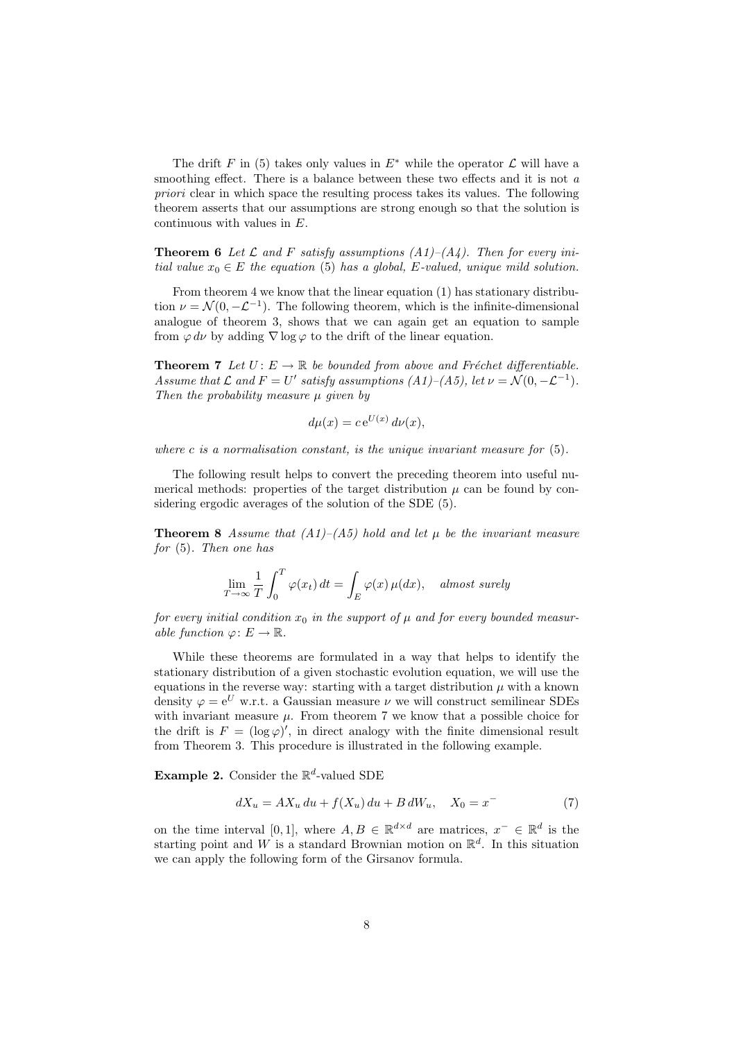The drift $F$ in (5) takes only values in $E^*$ while the operator $\mathcal{L}$ will have a smoothing effect. There is a balance between these two effects and it is not *a priori* clear in which space the resulting process takes its values. The following theorem asserts that our assumptions are strong enough so that the solution is continuous with values in $E$.

**Theorem 6** *Let $\mathcal{L}$ and $F$ satisfy assumptions (A1)–(A4). Then for every initial value $x_0 \in E$ the equation* (5) *has a global, $E$-valued, unique mild solution.*

From theorem 4 we know that the linear equation (1) has stationary distribution $\nu = \mathcal{N}(0, -\mathcal{L}^{-1})$. The following theorem, which is the infinite-dimensional analogue of theorem 3, shows that we can again get an equation to sample from $\varphi \, d\nu$ by adding $\nabla \log \varphi$ to the drift of the linear equation.

**Theorem 7** *Let $U : E \to \mathbb{R}$ be bounded from above and Fréchet differentiable. Assume that $\mathcal{L}$ and $F = U'$ satisfy assumptions (A1)–(A5), let $\nu = \mathcal{N}(0, -\mathcal{L}^{-1})$. Then the probability measure $\mu$ given by*

$$d\mu(x) = c \, \mathrm{e}^{U(x)} \, d\nu(x),$$

*where $c$ is a normalisation constant, is the unique invariant measure for* (5).

The following result helps to convert the preceding theorem into useful numerical methods: properties of the target distribution $\mu$ can be found by considering ergodic averages of the solution of the SDE (5).

**Theorem 8** *Assume that (A1)–(A5) hold and let $\mu$ be the invariant measure for* (5). *Then one has*

$$\lim_{T \to \infty} \frac{1}{T} \int_0^T \varphi(x_t) \, dt = \int_E \varphi(x) \, \mu(dx), \quad \textit{almost surely}$$

*for every initial condition $x_0$ in the support of $\mu$ and for every bounded measurable function $\varphi : E \to \mathbb{R}$.*

While these theorems are formulated in a way that helps to identify the stationary distribution of a given stochastic evolution equation, we will use the equations in the reverse way: starting with a target distribution $\mu$ with a known density $\varphi = \mathrm{e}^U$ w.r.t. a Gaussian measure $\nu$ we will construct semilinear SDEs with invariant measure $\mu$. From theorem 7 we know that a possible choice for the drift is $F = (\log \varphi)'$, in direct analogy with the finite dimensional result from Theorem 3. This procedure is illustrated in the following example.

**Example 2.** Consider the $\mathbb{R}^d$-valued SDE

$$dX_u = AX_u \, du + f(X_u) \, du + B \, dW_u, \quad X_0 = x^- \tag{7}$$

on the time interval $[0, 1]$, where $A, B \in \mathbb{R}^{d \times d}$ are matrices, $x^- \in \mathbb{R}^d$ is the starting point and $W$ is a standard Brownian motion on $\mathbb{R}^d$. In this situation we can apply the following form of the Girsanov formula.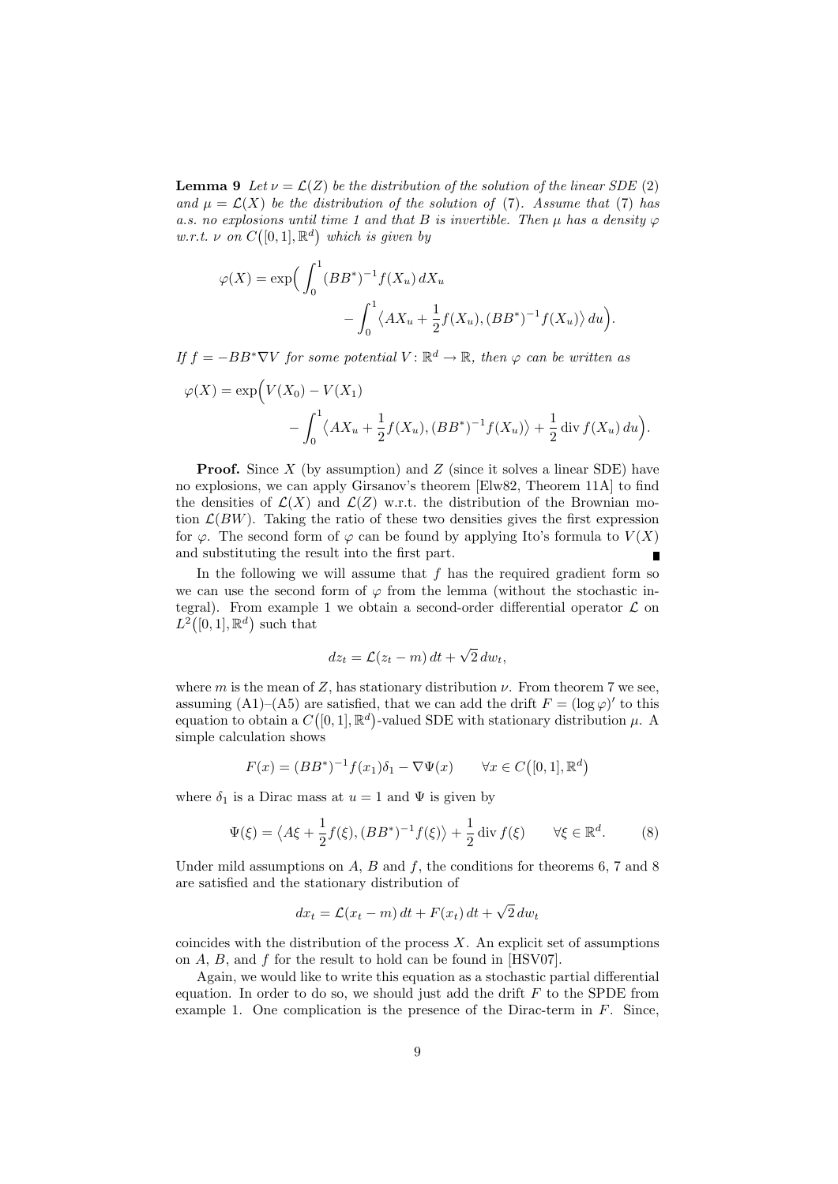**Lemma 9** *Let $\nu = \mathcal{L}(Z)$ be the distribution of the solution of the linear SDE* (2) *and $\mu = \mathcal{L}(X)$ be the distribution of the solution of* (7)*. Assume that* (7) *has a.s. no explosions until time 1 and that $B$ is invertible. Then $\mu$ has a density $\varphi$ w.r.t. $\nu$ on $C([0,1],\mathbb{R}^d)$ which is given by*

$$\varphi(X) = \exp\Big( \int_0^1 (BB^*)^{-1} f(X_u)\, dX_u - \int_0^1 \big\langle AX_u + \frac{1}{2} f(X_u), (BB^*)^{-1} f(X_u) \big\rangle\, du \Big).$$

*If $f = -BB^* \nabla V$ for some potential $V \colon \mathbb{R}^d \to \mathbb{R}$, then $\varphi$ can be written as*

$$\varphi(X) = \exp\Big( V(X_0) - V(X_1) - \int_0^1 \big\langle AX_u + \frac{1}{2} f(X_u), (BB^*)^{-1} f(X_u) \big\rangle + \frac{1}{2} \operatorname{div} f(X_u)\, du \Big).$$

**Proof.** Since $X$ (by assumption) and $Z$ (since it solves a linear SDE) have no explosions, we can apply Girsanov's theorem [Elw82, Theorem 11A] to find the densities of $\mathcal{L}(X)$ and $\mathcal{L}(Z)$ w.r.t. the distribution of the Brownian motion $\mathcal{L}(BW)$. Taking the ratio of these two densities gives the first expression for $\varphi$. The second form of $\varphi$ can be found by applying Ito's formula to $V(X)$ and substituting the result into the first part. ∎

In the following we will assume that $f$ has the required gradient form so we can use the second form of $\varphi$ from the lemma (without the stochastic integral). From example 1 we obtain a second-order differential operator $\mathcal{L}$ on $L^2([0,1],\mathbb{R}^d)$ such that

$$dz_t = \mathcal{L}(z_t - m)\, dt + \sqrt{2}\, dw_t,$$

where $m$ is the mean of $Z$, has stationary distribution $\nu$. From theorem 7 we see, assuming (A1)–(A5) are satisfied, that we can add the drift $F = (\log \varphi)'$ to this equation to obtain a $C([0,1],\mathbb{R}^d)$-valued SDE with stationary distribution $\mu$. A simple calculation shows

$$F(x) = (BB^*)^{-1} f(x_1) \delta_1 - \nabla \Psi(x) \qquad \forall x \in C([0,1],\mathbb{R}^d)$$

where $\delta_1$ is a Dirac mass at $u = 1$ and $\Psi$ is given by

$$\Psi(\xi) = \big\langle A\xi + \frac{1}{2} f(\xi), (BB^*)^{-1} f(\xi) \big\rangle + \frac{1}{2} \operatorname{div} f(\xi) \qquad \forall \xi \in \mathbb{R}^d. \tag{8}$$

Under mild assumptions on $A$, $B$ and $f$, the conditions for theorems 6, 7 and 8 are satisfied and the stationary distribution of

$$dx_t = \mathcal{L}(x_t - m)\, dt + F(x_t)\, dt + \sqrt{2}\, dw_t$$

coincides with the distribution of the process $X$. An explicit set of assumptions on $A$, $B$, and $f$ for the result to hold can be found in [HSV07].

Again, we would like to write this equation as a stochastic partial differential equation. In order to do so, we should just add the drift $F$ to the SPDE from example 1. One complication is the presence of the Dirac-term in $F$. Since,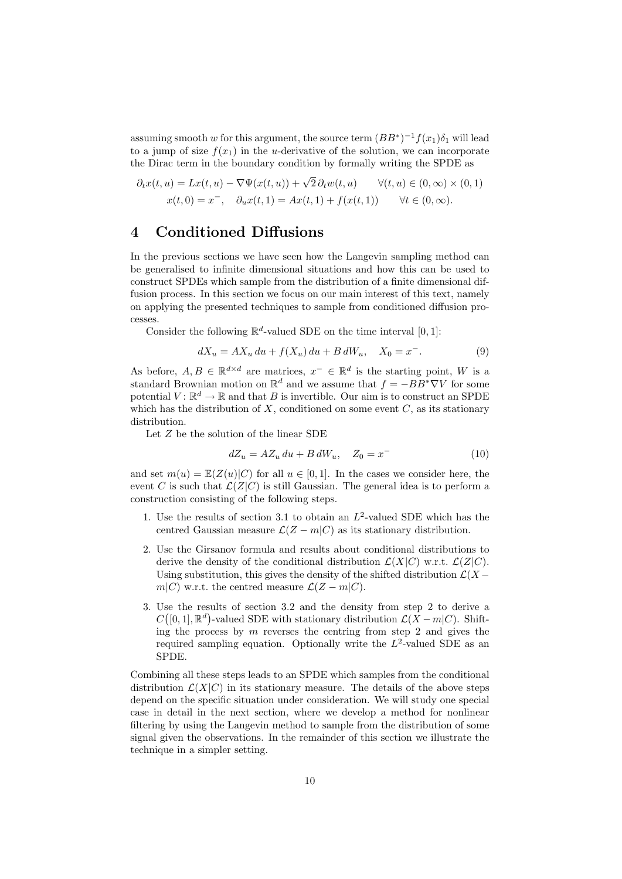assuming smooth $w$ for this argument, the source term $(BB^*)^{-1}f(x_1)\delta_1$ will lead to a jump of size $f(x_1)$ in the $u$-derivative of the solution, we can incorporate the Dirac term in the boundary condition by formally writing the SPDE as

$$\partial_t x(t,u) = Lx(t,u) - \nabla\Psi(x(t,u)) + \sqrt{2}\,\partial_t w(t,u) \qquad \forall (t,u) \in (0,\infty)\times(0,1)$$
$$x(t,0) = x^-, \quad \partial_u x(t,1) = Ax(t,1) + f(x(t,1)) \qquad \forall t \in (0,\infty).$$

# 4 Conditioned Diffusions

In the previous sections we have seen how the Langevin sampling method can be generalised to infinite dimensional situations and how this can be used to construct SPDEs which sample from the distribution of a finite dimensional diffusion process. In this section we focus on our main interest of this text, namely on applying the presented techniques to sample from conditioned diffusion processes.

Consider the following $\mathbb{R}^d$-valued SDE on the time interval $[0,1]$:

$$dX_u = AX_u\,du + f(X_u)\,du + B\,dW_u, \quad X_0 = x^-. \tag{9}$$

As before, $A, B \in \mathbb{R}^{d\times d}$ are matrices, $x^- \in \mathbb{R}^d$ is the starting point, $W$ is a standard Brownian motion on $\mathbb{R}^d$ and we assume that $f = -BB^*\nabla V$ for some potential $V\colon \mathbb{R}^d \to \mathbb{R}$ and that $B$ is invertible. Our aim is to construct an SPDE which has the distribution of $X$, conditioned on some event $C$, as its stationary distribution.

Let $Z$ be the solution of the linear SDE

$$dZ_u = AZ_u\,du + B\,dW_u, \quad Z_0 = x^- \tag{10}$$

and set $m(u) = \mathbb{E}(Z(u)|C)$ for all $u \in [0,1]$. In the cases we consider here, the event $C$ is such that $\mathcal{L}(Z|C)$ is still Gaussian. The general idea is to perform a construction consisting of the following steps.

1. Use the results of section 3.1 to obtain an $L^2$-valued SDE which has the centred Gaussian measure $\mathcal{L}(Z - m|C)$ as its stationary distribution.
2. Use the Girsanov formula and results about conditional distributions to derive the density of the conditional distribution $\mathcal{L}(X|C)$ w.r.t. $\mathcal{L}(Z|C)$. Using substitution, this gives the density of the shifted distribution $\mathcal{L}(X - m|C)$ w.r.t. the centred measure $\mathcal{L}(Z - m|C)$.
3. Use the results of section 3.2 and the density from step 2 to derive a $C\big([0,1],\mathbb{R}^d\big)$-valued SDE with stationary distribution $\mathcal{L}(X - m|C)$. Shifting the process by $m$ reverses the centring from step 2 and gives the required sampling equation. Optionally write the $L^2$-valued SDE as an SPDE.

Combining all these steps leads to an SPDE which samples from the conditional distribution $\mathcal{L}(X|C)$ in its stationary measure. The details of the above steps depend on the specific situation under consideration. We will study one special case in detail in the next section, where we develop a method for nonlinear filtering by using the Langevin method to sample from the distribution of some signal given the observations. In the remainder of this section we illustrate the technique in a simpler setting.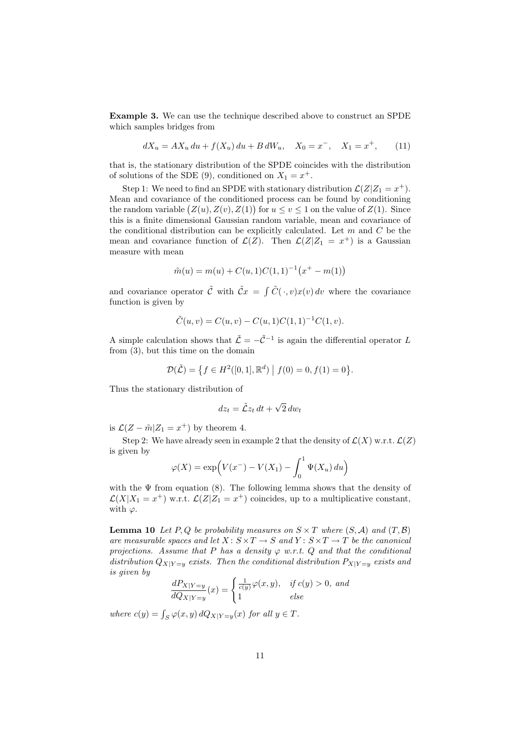**Example 3.** We can use the technique described above to construct an SPDE which samples bridges from

$$dX_u = AX_u\,du + f(X_u)\,du + B\,dW_u, \quad X_0 = x^-, \quad X_1 = x^+, \tag{11}$$

that is, the stationary distribution of the SPDE coincides with the distribution of solutions of the SDE (9), conditioned on $X_1 = x^+$.

Step 1: We need to find an SPDE with stationary distribution $\mathcal{L}(Z|Z_1 = x^+)$. Mean and covariance of the conditioned process can be found by conditioning the random variable $\big(Z(u), Z(v), Z(1)\big)$ for $u \leq v \leq 1$ on the value of $Z(1)$. Since this is a finite dimensional Gaussian random variable, mean and covariance of the conditional distribution can be explicitly calculated. Let $m$ and $C$ be the mean and covariance function of $\mathcal{L}(Z)$. Then $\mathcal{L}(Z|Z_1 = x^+)$ is a Gaussian measure with mean

$$\tilde{m}(u) = m(u) + C(u,1)C(1,1)^{-1}\big(x^+ - m(1)\big)$$

and covariance operator $\tilde{\mathcal{C}}$ with $\tilde{\mathcal{C}}x = \int \tilde{C}(\,\cdot\,, v)x(v)\,dv$ where the covariance function is given by

$$\tilde{C}(u,v) = C(u,v) - C(u,1)C(1,1)^{-1}C(1,v).$$

A simple calculation shows that $\tilde{\mathcal{L}} = -\tilde{\mathcal{C}}^{-1}$ is again the differential operator $L$ from (3), but this time on the domain

$$\mathcal{D}(\tilde{\mathcal{L}}) = \big\{ f \in H^2([0,1], \mathbb{R}^d) \bigm| f(0) = 0, f(1) = 0 \big\}.$$

Thus the stationary distribution of

$$dz_t = \tilde{\mathcal{L}} z_t\,dt + \sqrt{2}\,dw_t$$

is $\mathcal{L}(Z - \tilde{m}|Z_1 = x^+)$ by theorem 4.

Step 2: We have already seen in example 2 that the density of $\mathcal{L}(X)$ w.r.t. $\mathcal{L}(Z)$ is given by

$$\varphi(X) = \exp\Big( V(x^-) - V(X_1) - \int_0^1 \Psi(X_u)\,du \Big)$$

with the $\Psi$ from equation (8). The following lemma shows that the density of $\mathcal{L}(X|X_1 = x^+)$ w.r.t. $\mathcal{L}(Z|Z_1 = x^+)$ coincides, up to a multiplicative constant, with $\varphi$.

**Lemma 10** *Let $P, Q$ be probability measures on $S \times T$ where $(S, \mathcal{A})$ and $(T, \mathcal{B})$ are measurable spaces and let $X \colon S \times T \to S$ and $Y \colon S \times T \to T$ be the canonical projections. Assume that $P$ has a density $\varphi$ w.r.t. $Q$ and that the conditional distribution $Q_{X|Y=y}$ exists. Then the conditional distribution $P_{X|Y=y}$ exists and is given by*

$$\frac{dP_{X|Y=y}}{dQ_{X|Y=y}}(x) = \begin{cases} \frac{1}{c(y)}\varphi(x,y), & \text{if } c(y) > 0, \text{ and} \\ 1 & \text{else} \end{cases}$$

*where $c(y) = \int_S \varphi(x,y)\,dQ_{X|Y=y}(x)$ for all $y \in T$.*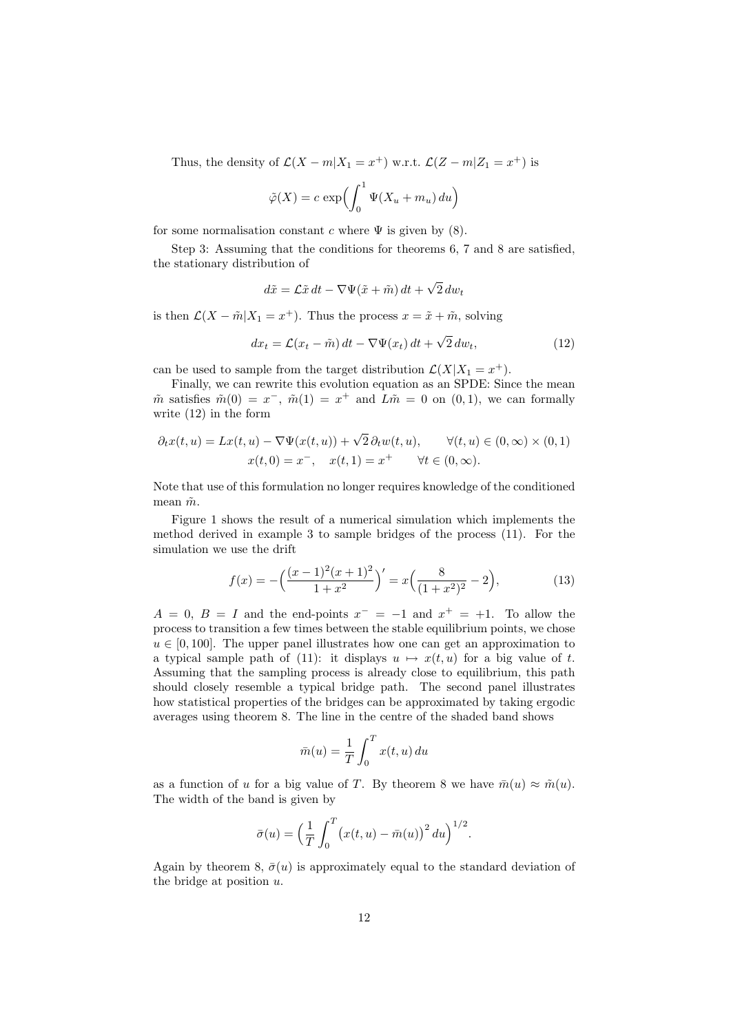Thus, the density of $\mathcal{L}(X - m | X_1 = x^+)$ w.r.t. $\mathcal{L}(Z - m | Z_1 = x^+)$ is

$$\tilde{\varphi}(X) = c \exp\Big( \int_0^1 \Psi(X_u + m_u) \, du \Big)$$

for some normalisation constant $c$ where $\Psi$ is given by (8).

Step 3: Assuming that the conditions for theorems 6, 7 and 8 are satisfied, the stationary distribution of

$$d\tilde{x} = \mathcal{L}\tilde{x} \, dt - \nabla\Psi(\tilde{x} + \tilde{m}) \, dt + \sqrt{2} \, dw_t$$

is then $\mathcal{L}(X - \tilde{m} | X_1 = x^+)$. Thus the process $x = \tilde{x} + \tilde{m}$, solving

$$dx_t = \mathcal{L}(x_t - \tilde{m}) \, dt - \nabla\Psi(x_t) \, dt + \sqrt{2} \, dw_t, \tag{12}$$

can be used to sample from the target distribution $\mathcal{L}(X | X_1 = x^+)$.

Finally, we can rewrite this evolution equation as an SPDE: Since the mean $\tilde{m}$ satisfies $\tilde{m}(0) = x^-$, $\tilde{m}(1) = x^+$ and $L\tilde{m} = 0$ on $(0, 1)$, we can formally write (12) in the form

$$\begin{gathered} \partial_t x(t, u) = Lx(t, u) - \nabla\Psi(x(t, u)) + \sqrt{2} \, \partial_t w(t, u), \qquad \forall (t, u) \in (0, \infty) \times (0, 1) \\ x(t, 0) = x^-, \quad x(t, 1) = x^+ \qquad \forall t \in (0, \infty). \end{gathered}$$

Note that use of this formulation no longer requires knowledge of the conditioned mean $\tilde{m}$.

Figure 1 shows the result of a numerical simulation which implements the method derived in example 3 to sample bridges of the process (11). For the simulation we use the drift

$$f(x) = -\Big( \frac{(x-1)^2 (x+1)^2}{1 + x^2} \Big)' = x \Big( \frac{8}{(1 + x^2)^2} - 2 \Big), \tag{13}$$

$A = 0$, $B = I$ and the end-points $x^- = -1$ and $x^+ = +1$. To allow the process to transition a few times between the stable equilibrium points, we chose $u \in [0, 100]$. The upper panel illustrates how one can get an approximation to a typical sample path of (11): it displays $u \mapsto x(t, u)$ for a big value of $t$. Assuming that the sampling process is already close to equilibrium, this path should closely resemble a typical bridge path. The second panel illustrates how statistical properties of the bridges can be approximated by taking ergodic averages using theorem 8. The line in the centre of the shaded band shows

$$\bar{m}(u) = \frac{1}{T} \int_0^T x(t, u) \, du$$

as a function of $u$ for a big value of $T$. By theorem 8 we have $\bar{m}(u) \approx \tilde{m}(u)$. The width of the band is given by

$$\bar{\sigma}(u) = \Big( \frac{1}{T} \int_0^T \big( x(t, u) - \bar{m}(u) \big)^2 \, du \Big)^{1/2}.$$

Again by theorem 8, $\bar{\sigma}(u)$ is approximately equal to the standard deviation of the bridge at position $u$.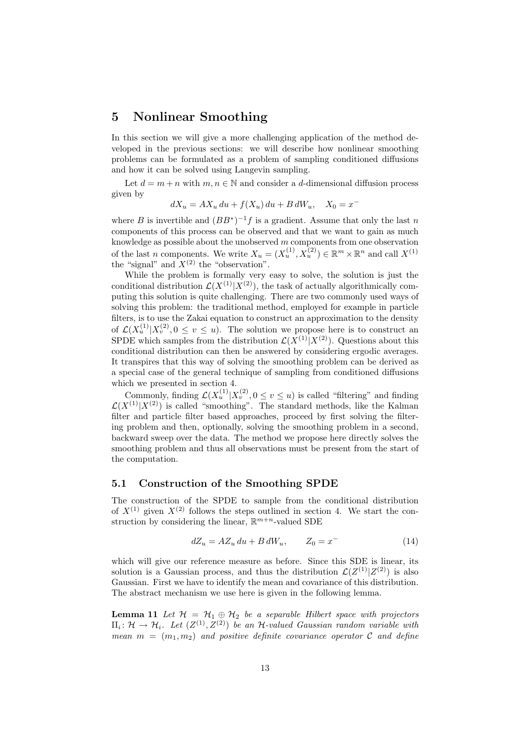# 5 Nonlinear Smoothing

In this section we will give a more challenging application of the method developed in the previous sections: we will describe how nonlinear smoothing problems can be formulated as a problem of sampling conditioned diffusions and how it can be solved using Langevin sampling.

Let $d = m + n$ with $m, n \in \mathbb{N}$ and consider a $d$-dimensional diffusion process given by

$$dX_u = AX_u\,du + f(X_u)\,du + B\,dW_u, \quad X_0 = x^-$$

where $B$ is invertible and $(BB^*)^{-1}f$ is a gradient. Assume that only the last $n$ components of this process can be observed and that we want to gain as much knowledge as possible about the unobserved $m$ components from one observation of the last $n$ components. We write $X_u = (X_u^{(1)}, X_u^{(2)}) \in \mathbb{R}^m \times \mathbb{R}^n$ and call $X^{(1)}$ the "signal" and $X^{(2)}$ the "observation".

While the problem is formally very easy to solve, the solution is just the conditional distribution $\mathcal{L}(X^{(1)}|X^{(2)})$, the task of actually algorithmically computing this solution is quite challenging. There are two commonly used ways of solving this problem: the traditional method, employed for example in particle filters, is to use the Zakai equation to construct an approximation to the density of $\mathcal{L}(X_u^{(1)}|X_v^{(2)}, 0 \leq v \leq u)$. The solution we propose here is to construct an SPDE which samples from the distribution $\mathcal{L}(X^{(1)}|X^{(2)})$. Questions about this conditional distribution can then be answered by considering ergodic averages. It transpires that this way of solving the smoothing problem can be derived as a special case of the general technique of sampling from conditioned diffusions which we presented in section 4.

Commonly, finding $\mathcal{L}(X_u^{(1)}|X_v^{(2)}, 0 \leq v \leq u)$ is called "filtering" and finding $\mathcal{L}(X^{(1)}|X^{(2)})$ is called "smoothing". The standard methods, like the Kalman filter and particle filter based approaches, proceed by first solving the filtering problem and then, optionally, solving the smoothing problem in a second, backward sweep over the data. The method we propose here directly solves the smoothing problem and thus all observations must be present from the start of the computation.

## 5.1 Construction of the Smoothing SPDE

The construction of the SPDE to sample from the conditional distribution of $X^{(1)}$ given $X^{(2)}$ follows the steps outlined in section 4. We start the construction by considering the linear, $\mathbb{R}^{m+n}$-valued SDE

$$dZ_u = AZ_u\,du + B\,dW_u, \qquad Z_0 = x^- \tag{14}$$

which will give our reference measure as before. Since this SDE is linear, its solution is a Gaussian process, and thus the distribution $\mathcal{L}(Z^{(1)}|Z^{(2)})$ is also Gaussian. First we have to identify the mean and covariance of this distribution. The abstract mechanism we use here is given in the following lemma.

**Lemma 11** *Let $\mathcal{H} = \mathcal{H}_1 \oplus \mathcal{H}_2$ be a separable Hilbert space with projectors $\Pi_i\colon \mathcal{H} \to \mathcal{H}_i$. Let $(Z^{(1)}, Z^{(2)})$ be an $\mathcal{H}$-valued Gaussian random variable with mean $m = (m_1, m_2)$ and positive definite covariance operator $\mathcal{C}$ and define*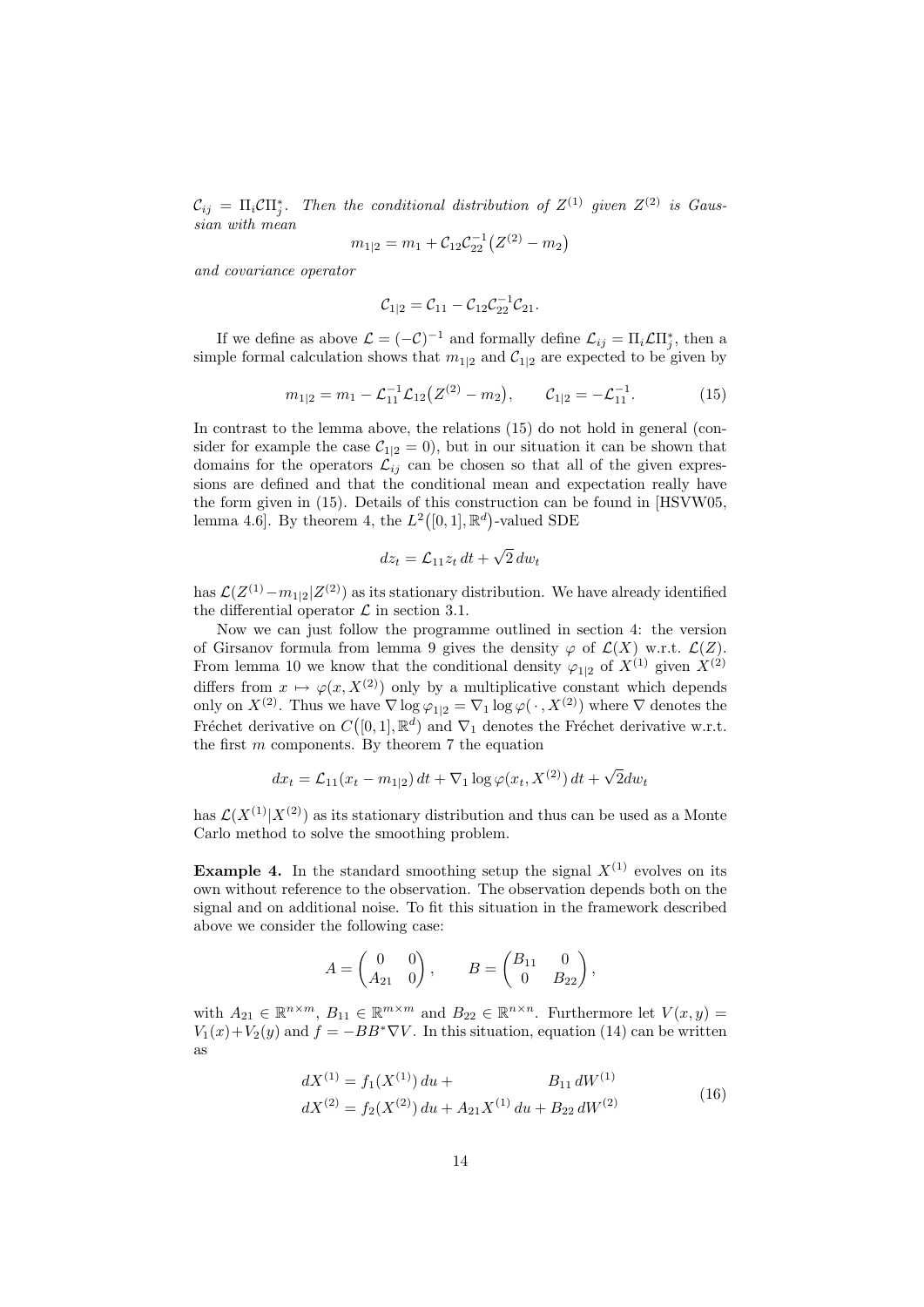$\mathcal{C}_{ij} = \Pi_i \mathcal{C} \Pi_j^*$. *Then the conditional distribution of* $Z^{(1)}$ *given* $Z^{(2)}$ *is Gaussian with mean*

$$m_{1|2} = m_1 + \mathcal{C}_{12}\mathcal{C}_{22}^{-1}\big(Z^{(2)} - m_2\big)$$

*and covariance operator*

$$\mathcal{C}_{1|2} = \mathcal{C}_{11} - \mathcal{C}_{12}\mathcal{C}_{22}^{-1}\mathcal{C}_{21}.$$

If we define as above $\mathcal{L} = (-\mathcal{C})^{-1}$ and formally define $\mathcal{L}_{ij} = \Pi_i \mathcal{L} \Pi_j^*$, then a simple formal calculation shows that $m_{1|2}$ and $\mathcal{C}_{1|2}$ are expected to be given by

$$m_{1|2} = m_1 - \mathcal{L}_{11}^{-1}\mathcal{L}_{12}\big(Z^{(2)} - m_2\big), \qquad \mathcal{C}_{1|2} = -\mathcal{L}_{11}^{-1}. \tag{15}$$

In contrast to the lemma above, the relations (15) do not hold in general (consider for example the case $\mathcal{C}_{1|2} = 0$), but in our situation it can be shown that domains for the operators $\mathcal{L}_{ij}$ can be chosen so that all of the given expressions are defined and that the conditional mean and expectation really have the form given in (15). Details of this construction can be found in [HSVW05, lemma 4.6]. By theorem 4, the $L^2\big([0,1],\mathbb{R}^d\big)$-valued SDE

$$dz_t = \mathcal{L}_{11} z_t \, dt + \sqrt{2}\, dw_t$$

has $\mathcal{L}(Z^{(1)} - m_{1|2} | Z^{(2)})$ as its stationary distribution. We have already identified the differential operator $\mathcal{L}$ in section 3.1.

Now we can just follow the programme outlined in section 4: the version of Girsanov formula from lemma 9 gives the density $\varphi$ of $\mathcal{L}(X)$ w.r.t. $\mathcal{L}(Z)$. From lemma 10 we know that the conditional density $\varphi_{1|2}$ of $X^{(1)}$ given $X^{(2)}$ differs from $x \mapsto \varphi(x, X^{(2)})$ only by a multiplicative constant which depends only on $X^{(2)}$. Thus we have $\nabla \log \varphi_{1|2} = \nabla_1 \log \varphi(\,\cdot\,, X^{(2)})$ where $\nabla$ denotes the Fréchet derivative on $C\big([0,1],\mathbb{R}^d\big)$ and $\nabla_1$ denotes the Fréchet derivative w.r.t. the first $m$ components. By theorem 7 the equation

$$dx_t = \mathcal{L}_{11}(x_t - m_{1|2})\, dt + \nabla_1 \log \varphi(x_t, X^{(2)})\, dt + \sqrt{2} dw_t$$

has $\mathcal{L}(X^{(1)} | X^{(2)})$ as its stationary distribution and thus can be used as a Monte Carlo method to solve the smoothing problem.

**Example 4.** In the standard smoothing setup the signal $X^{(1)}$ evolves on its own without reference to the observation. The observation depends both on the signal and on additional noise. To fit this situation in the framework described above we consider the following case:

$$A = \begin{pmatrix} 0 & 0 \\ A_{21} & 0 \end{pmatrix}, \qquad B = \begin{pmatrix} B_{11} & 0 \\ 0 & B_{22} \end{pmatrix},$$

with $A_{21} \in \mathbb{R}^{n\times m}$, $B_{11} \in \mathbb{R}^{m \times m}$ and $B_{22} \in \mathbb{R}^{n\times n}$. Furthermore let $V(x,y) = V_1(x) + V_2(y)$ and $f = -BB^*\nabla V$. In this situation, equation (14) can be written as

$$\begin{aligned} dX^{(1)} &= f_1(X^{(1)})\, du + B_{11}\, dW^{(1)} \\ dX^{(2)} &= f_2(X^{(2)})\, du + A_{21} X^{(1)}\, du + B_{22}\, dW^{(2)} \end{aligned} \tag{16}$$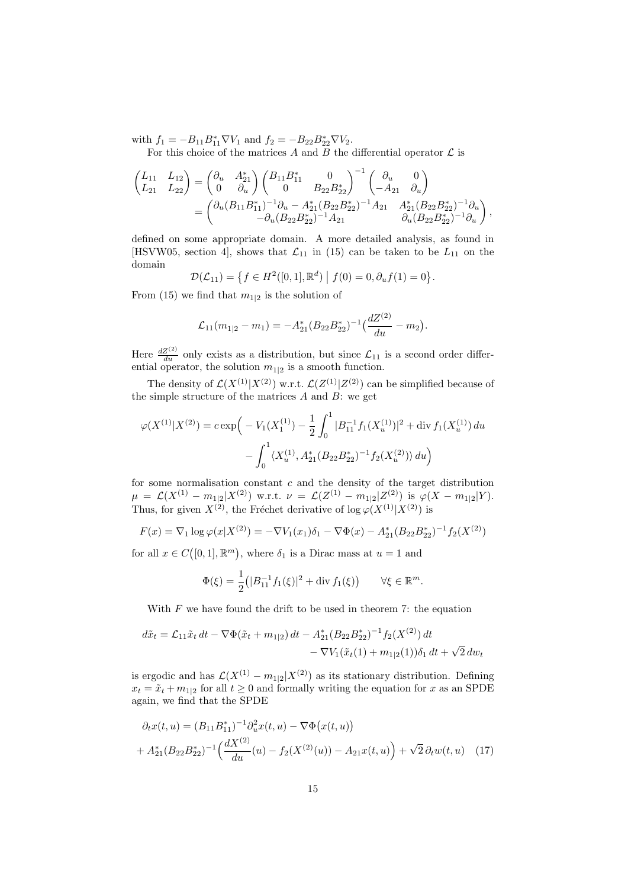with $f_1 = -B_{11}B_{11}^*\nabla V_1$ and $f_2 = -B_{22}B_{22}^*\nabla V_2$.

For this choice of the matrices $A$ and $B$ the differential operator $\mathcal{L}$ is

$$
\begin{aligned}
\begin{pmatrix} L_{11} & L_{12} \\ L_{21} & L_{22} \end{pmatrix} &= \begin{pmatrix} \partial_u & A_{21}^* \\ 0 & \partial_u \end{pmatrix} \begin{pmatrix} B_{11}B_{11}^* & 0 \\ 0 & B_{22}B_{22}^* \end{pmatrix}^{-1} \begin{pmatrix} \partial_u & 0 \\ -A_{21} & \partial_u \end{pmatrix} \\
&= \begin{pmatrix} \partial_u (B_{11}B_{11}^*)^{-1}\partial_u - A_{21}^*(B_{22}B_{22}^*)^{-1}A_{21} & A_{21}^*(B_{22}B_{22}^*)^{-1}\partial_u \\ -\partial_u (B_{22}B_{22}^*)^{-1}A_{21} & \partial_u (B_{22}B_{22}^*)^{-1}\partial_u \end{pmatrix},
\end{aligned}
$$

defined on some appropriate domain. A more detailed analysis, as found in [HSVW05, section 4], shows that $\mathcal{L}_{11}$ in (15) can be taken to be $L_{11}$ on the domain

$$\mathcal{D}(\mathcal{L}_{11}) = \{ f \in H^2([0,1],\mathbb{R}^d) \mid f(0) = 0, \partial_u f(1) = 0 \}.$$

From (15) we find that $m_{1|2}$ is the solution of

$$\mathcal{L}_{11}(m_{1|2} - m_1) = -A_{21}^*(B_{22}B_{22}^*)^{-1}\Big(\frac{dZ^{(2)}}{du} - m_2\Big).$$

Here $\frac{dZ^{(2)}}{du}$ only exists as a distribution, but since $\mathcal{L}_{11}$ is a second order differential operator, the solution $m_{1|2}$ is a smooth function.

The density of $\mathcal{L}(X^{(1)}|X^{(2)})$ w.r.t. $\mathcal{L}(Z^{(1)}|Z^{(2)})$ can be simplified because of the simple structure of the matrices $A$ and $B$: we get

$$
\begin{aligned}
\varphi(X^{(1)}|X^{(2)}) = c\exp\Big( &- V_1(X_1^{(1)}) - \frac{1}{2}\int_0^1 |B_{11}^{-1}f_1(X_u^{(1)})|^2 + \operatorname{div} f_1(X_u^{(1)})\,du \\
&- \int_0^1 \langle X_u^{(1)}, A_{21}^*(B_{22}B_{22}^*)^{-1}f_2(X_u^{(2)})\rangle\,du \Big)
\end{aligned}
$$

for some normalisation constant $c$ and the density of the target distribution $\mu = \mathcal{L}(X^{(1)} - m_{1|2}|X^{(2)})$ w.r.t. $\nu = \mathcal{L}(Z^{(1)} - m_{1|2}|Z^{(2)})$ is $\varphi(X - m_{1|2}|Y)$. Thus, for given $X^{(2)}$, the Fréchet derivative of $\log\varphi(X^{(1)}|X^{(2)})$ is

$$F(x) = \nabla_1 \log\varphi(x|X^{(2)}) = -\nabla V_1(x_1)\delta_1 - \nabla\Phi(x) - A_{21}^*(B_{22}B_{22}^*)^{-1}f_2(X^{(2)})$$

for all $x \in C([0,1],\mathbb{R}^m)$, where $\delta_1$ is a Dirac mass at $u = 1$ and

$$\Phi(\xi) = \frac{1}{2}\big(|B_{11}^{-1}f_1(\xi)|^2 + \operatorname{div} f_1(\xi)\big) \qquad \forall \xi \in \mathbb{R}^m.$$

With $F$ we have found the drift to be used in theorem 7: the equation

$$
\begin{aligned}
d\tilde{x}_t = \mathcal{L}_{11}\tilde{x}_t\,dt - \nabla\Phi(\tilde{x}_t + m_{1|2})\,dt - A_{21}^*(B_{22}B_{22}^*)^{-1}f_2(X^{(2)})\,dt \\
- \nabla V_1(\tilde{x}_t(1) + m_{1|2}(1))\delta_1\,dt + \sqrt{2}\,dw_t
\end{aligned}
$$

is ergodic and has $\mathcal{L}(X^{(1)} - m_{1|2}|X^{(2)})$ as its stationary distribution. Defining $x_t = \tilde{x}_t + m_{1|2}$ for all $t \geq 0$ and formally writing the equation for $x$ as an SPDE again, we find that the SPDE

$$
\begin{aligned}
\partial_t x(t,u) &= (B_{11}B_{11}^*)^{-1}\partial_u^2 x(t,u) - \nabla\Phi\big(x(t,u)\big) \\
&+ A_{21}^*(B_{22}B_{22}^*)^{-1}\Big(\frac{dX^{(2)}}{du}(u) - f_2(X^{(2)}(u)) - A_{21}x(t,u)\Big) + \sqrt{2}\,\partial_t w(t,u) \quad (17)
\end{aligned}
$$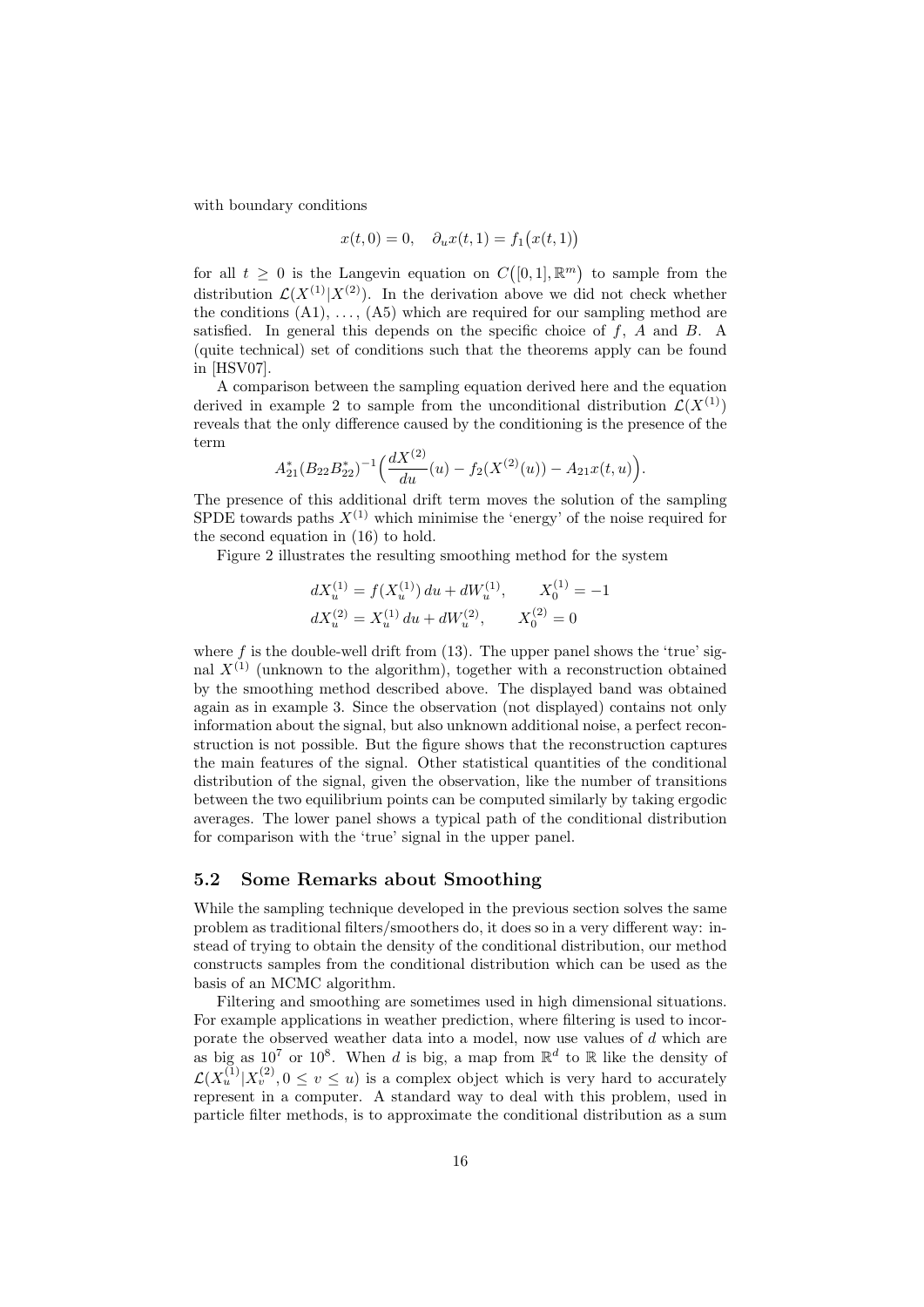with boundary conditions

$$x(t,0) = 0, \quad \partial_u x(t,1) = f_1\big(x(t,1)\big)$$

for all $t \geq 0$ is the Langevin equation on $C\big([0,1],\mathbb{R}^m\big)$ to sample from the distribution $\mathcal{L}(X^{(1)}|X^{(2)})$. In the derivation above we did not check whether the conditions (A1), ..., (A5) which are required for our sampling method are satisfied. In general this depends on the specific choice of $f$, $A$ and $B$. A (quite technical) set of conditions such that the theorems apply can be found in [HSV07].

A comparison between the sampling equation derived here and the equation derived in example 2 to sample from the unconditional distribution $\mathcal{L}(X^{(1)})$ reveals that the only difference caused by the conditioning is the presence of the term

$$A_{21}^*(B_{22}B_{22}^*)^{-1}\Big(\frac{dX^{(2)}}{du}(u) - f_2(X^{(2)}(u)) - A_{21}x(t,u)\Big).$$

The presence of this additional drift term moves the solution of the sampling SPDE towards paths $X^{(1)}$ which minimise the 'energy' of the noise required for the second equation in (16) to hold.

Figure 2 illustrates the resulting smoothing method for the system

$$\begin{aligned} dX_u^{(1)} &= f(X_u^{(1)})\,du + dW_u^{(1)}, \qquad X_0^{(1)} = -1 \\ dX_u^{(2)} &= X_u^{(1)}\,du + dW_u^{(2)}, \qquad X_0^{(2)} = 0 \end{aligned}$$

where $f$ is the double-well drift from (13). The upper panel shows the 'true' signal $X^{(1)}$ (unknown to the algorithm), together with a reconstruction obtained by the smoothing method described above. The displayed band was obtained again as in example 3. Since the observation (not displayed) contains not only information about the signal, but also unknown additional noise, a perfect reconstruction is not possible. But the figure shows that the reconstruction captures the main features of the signal. Other statistical quantities of the conditional distribution of the signal, given the observation, like the number of transitions between the two equilibrium points can be computed similarly by taking ergodic averages. The lower panel shows a typical path of the conditional distribution for comparison with the 'true' signal in the upper panel.

### 5.2 Some Remarks about Smoothing

While the sampling technique developed in the previous section solves the same problem as traditional filters/smoothers do, it does so in a very different way: instead of trying to obtain the density of the conditional distribution, our method constructs samples from the conditional distribution which can be used as the basis of an MCMC algorithm.

Filtering and smoothing are sometimes used in high dimensional situations. For example applications in weather prediction, where filtering is used to incorporate the observed weather data into a model, now use values of $d$ which are as big as $10^7$ or $10^8$. When $d$ is big, a map from $\mathbb{R}^d$ to $\mathbb{R}$ like the density of $\mathcal{L}(X_u^{(1)}|X_v^{(2)}, 0 \leq v \leq u)$ is a complex object which is very hard to accurately represent in a computer. A standard way to deal with this problem, used in particle filter methods, is to approximate the conditional distribution as a sum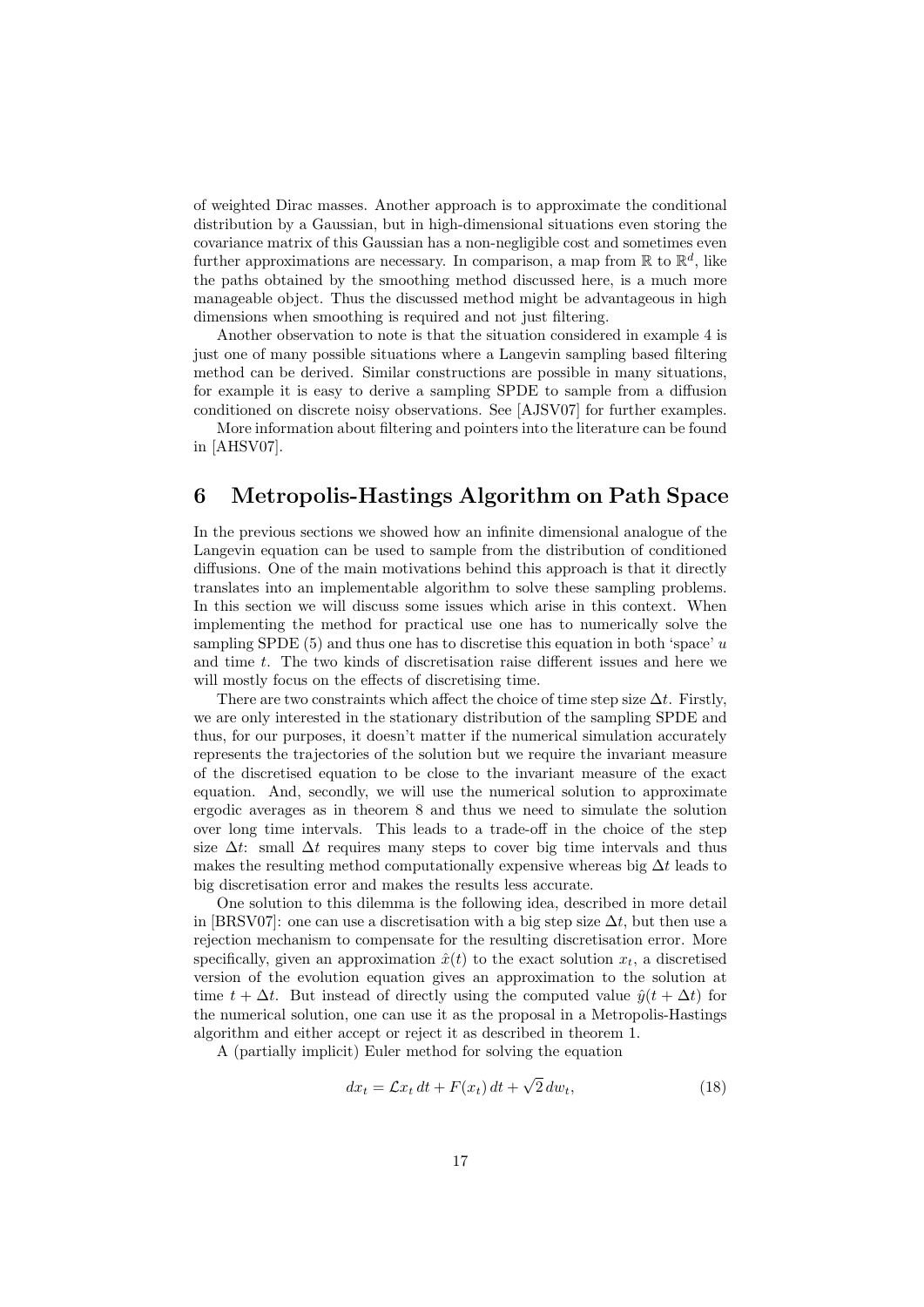of weighted Dirac masses. Another approach is to approximate the conditional distribution by a Gaussian, but in high-dimensional situations even storing the covariance matrix of this Gaussian has a non-negligible cost and sometimes even further approximations are necessary. In comparison, a map from $\mathbb{R}$ to $\mathbb{R}^d$, like the paths obtained by the smoothing method discussed here, is a much more manageable object. Thus the discussed method might be advantageous in high dimensions when smoothing is required and not just filtering.

Another observation to note is that the situation considered in example 4 is just one of many possible situations where a Langevin sampling based filtering method can be derived. Similar constructions are possible in many situations, for example it is easy to derive a sampling SPDE to sample from a diffusion conditioned on discrete noisy observations. See [AJSV07] for further examples.

More information about filtering and pointers into the literature can be found in [AHSV07].

# 6 Metropolis-Hastings Algorithm on Path Space

In the previous sections we showed how an infinite dimensional analogue of the Langevin equation can be used to sample from the distribution of conditioned diffusions. One of the main motivations behind this approach is that it directly translates into an implementable algorithm to solve these sampling problems. In this section we will discuss some issues which arise in this context. When implementing the method for practical use one has to numerically solve the sampling SPDE (5) and thus one has to discretise this equation in both 'space' $u$ and time $t$. The two kinds of discretisation raise different issues and here we will mostly focus on the effects of discretising time.

There are two constraints which affect the choice of time step size $\Delta t$. Firstly, we are only interested in the stationary distribution of the sampling SPDE and thus, for our purposes, it doesn't matter if the numerical simulation accurately represents the trajectories of the solution but we require the invariant measure of the discretised equation to be close to the invariant measure of the exact equation. And, secondly, we will use the numerical solution to approximate ergodic averages as in theorem 8 and thus we need to simulate the solution over long time intervals. This leads to a trade-off in the choice of the step size $\Delta t$: small $\Delta t$ requires many steps to cover big time intervals and thus makes the resulting method computationally expensive whereas big $\Delta t$ leads to big discretisation error and makes the results less accurate.

One solution to this dilemma is the following idea, described in more detail in [BRSV07]: one can use a discretisation with a big step size $\Delta t$, but then use a rejection mechanism to compensate for the resulting discretisation error. More specifically, given an approximation $\hat{x}(t)$ to the exact solution $x_t$, a discretised version of the evolution equation gives an approximation to the solution at time $t + \Delta t$. But instead of directly using the computed value $\hat{y}(t + \Delta t)$ for the numerical solution, one can use it as the proposal in a Metropolis-Hastings algorithm and either accept or reject it as described in theorem 1.

A (partially implicit) Euler method for solving the equation

$$dx_t = \mathcal{L}x_t \, dt + F(x_t) \, dt + \sqrt{2} \, dw_t, \tag{18}$$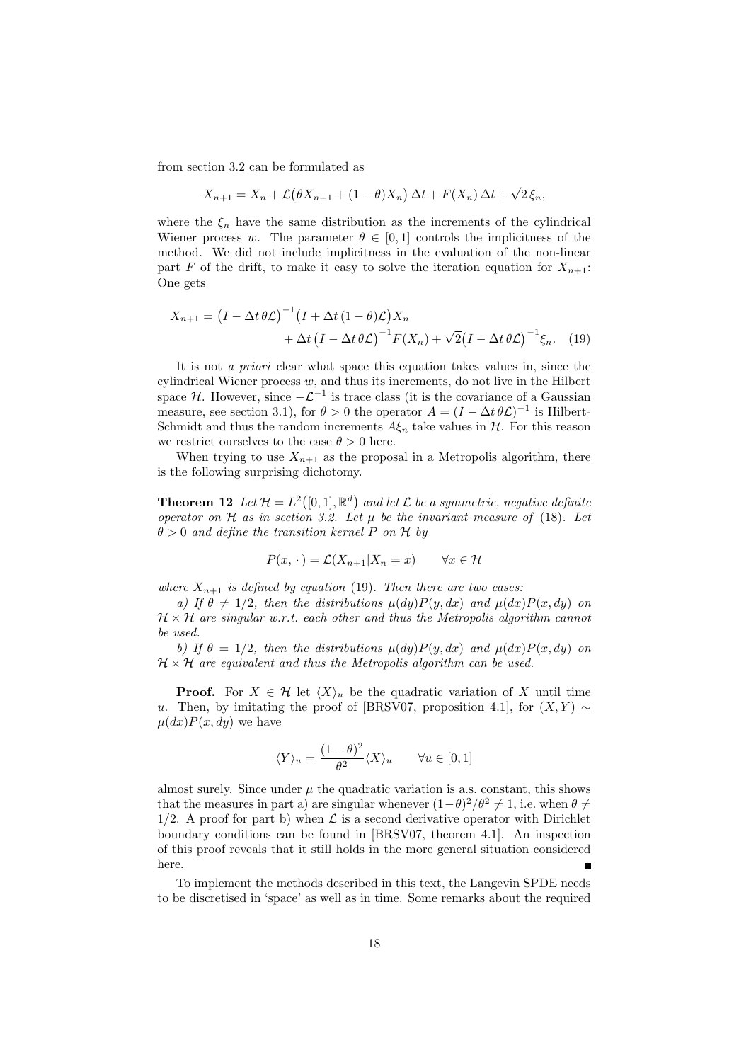from section 3.2 can be formulated as

$$X_{n+1} = X_n + \mathcal{L}\big(\theta X_{n+1} + (1-\theta)X_n\big)\,\Delta t + F(X_n)\,\Delta t + \sqrt{2}\,\xi_n,$$

where the $\xi_n$ have the same distribution as the increments of the cylindrical Wiener process $w$. The parameter $\theta \in [0,1]$ controls the implicitness of the method. We did not include implicitness in the evaluation of the non-linear part $F$ of the drift, to make it easy to solve the iteration equation for $X_{n+1}$: One gets

$$\begin{aligned} X_{n+1} = {} & \big(I - \Delta t\,\theta\mathcal{L}\big)^{-1}\big(I + \Delta t\,(1-\theta)\mathcal{L}\big)X_n \\ & + \Delta t\,\big(I - \Delta t\,\theta\mathcal{L}\big)^{-1}F(X_n) + \sqrt{2}\big(I - \Delta t\,\theta\mathcal{L}\big)^{-1}\xi_n. \end{aligned} \tag{19}$$

It is not *a priori* clear what space this equation takes values in, since the cylindrical Wiener process $w$, and thus its increments, do not live in the Hilbert space $\mathcal{H}$. However, since $-\mathcal{L}^{-1}$ is trace class (it is the covariance of a Gaussian measure, see section 3.1), for $\theta > 0$ the operator $A = (I - \Delta t\,\theta\mathcal{L})^{-1}$ is Hilbert-Schmidt and thus the random increments $A\xi_n$ take values in $\mathcal{H}$. For this reason we restrict ourselves to the case $\theta > 0$ here.

When trying to use $X_{n+1}$ as the proposal in a Metropolis algorithm, there is the following surprising dichotomy.

**Theorem 12** *Let $\mathcal{H} = L^2\big([0,1],\mathbb{R}^d\big)$ and let $\mathcal{L}$ be a symmetric, negative definite operator on $\mathcal{H}$ as in section 3.2. Let $\mu$ be the invariant measure of (18). Let $\theta > 0$ and define the transition kernel $P$ on $\mathcal{H}$ by*

$$P(x,\,\cdot\,) = \mathcal{L}(X_{n+1}|X_n = x) \qquad \forall x \in \mathcal{H}$$

*where $X_{n+1}$ is defined by equation (19). Then there are two cases:*

*a) If $\theta \neq 1/2$, then the distributions $\mu(dy)P(y,dx)$ and $\mu(dx)P(x,dy)$ on $\mathcal{H}\times\mathcal{H}$ are singular w.r.t. each other and thus the Metropolis algorithm cannot be used.*

*b) If $\theta = 1/2$, then the distributions $\mu(dy)P(y,dx)$ and $\mu(dx)P(x,dy)$ on $\mathcal{H}\times\mathcal{H}$ are equivalent and thus the Metropolis algorithm can be used.*

**Proof.** For $X \in \mathcal{H}$ let $\langle X\rangle_u$ be the quadratic variation of $X$ until time $u$. Then, by imitating the proof of [BRSV07, proposition 4.1], for $(X,Y) \sim \mu(dx)P(x,dy)$ we have

$$\langle Y\rangle_u = \frac{(1-\theta)^2}{\theta^2}\langle X\rangle_u \qquad \forall u \in [0,1]$$

almost surely. Since under $\mu$ the quadratic variation is a.s. constant, this shows that the measures in part a) are singular whenever $(1-\theta)^2/\theta^2 \neq 1$, i.e. when $\theta \neq 1/2$. A proof for part b) when $\mathcal{L}$ is a second derivative operator with Dirichlet boundary conditions can be found in [BRSV07, theorem 4.1]. An inspection of this proof reveals that it still holds in the more general situation considered here. ∎

To implement the methods described in this text, the Langevin SPDE needs to be discretised in 'space' as well as in time. Some remarks about the required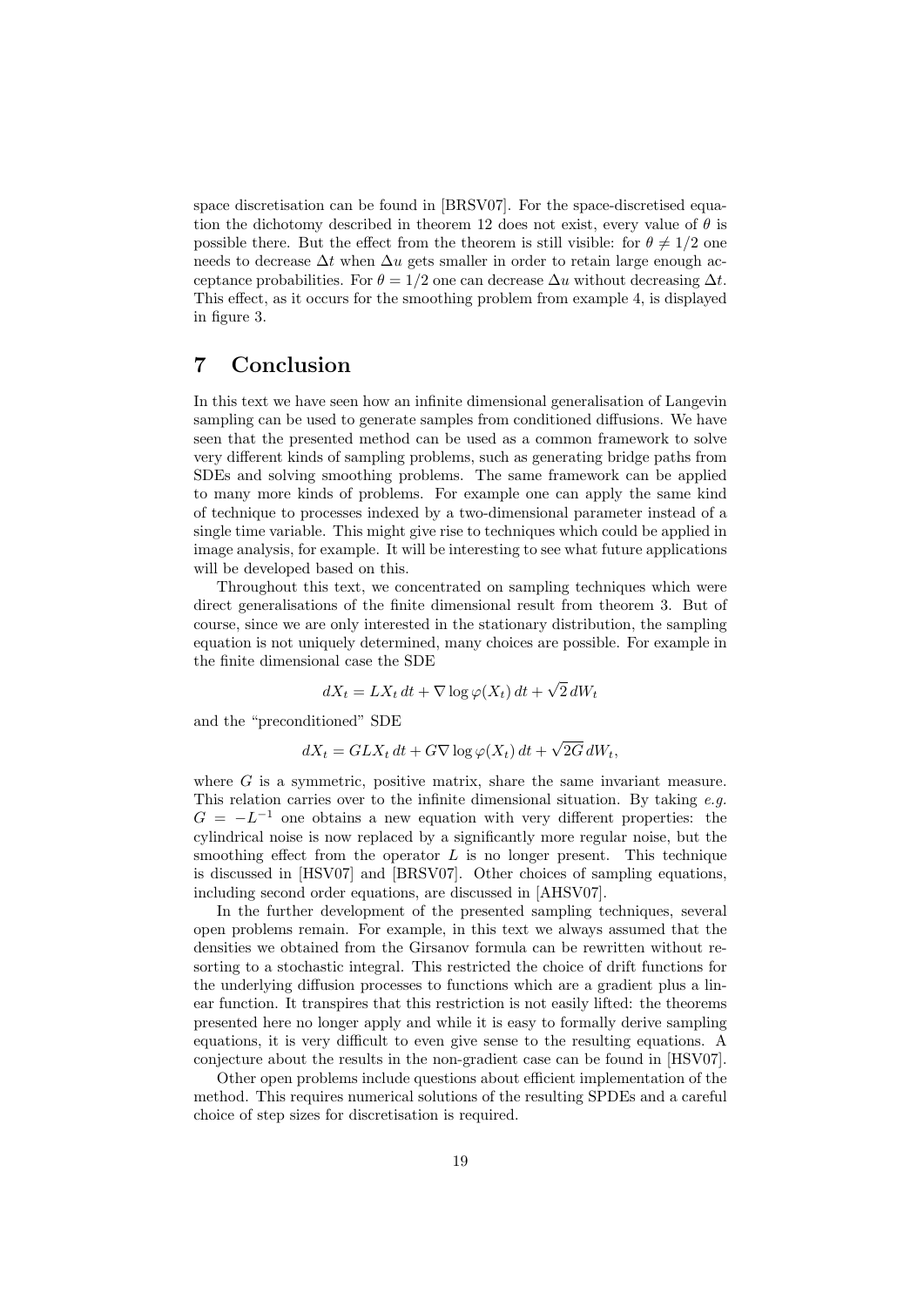space discretisation can be found in [BRSV07]. For the space-discretised equation the dichotomy described in theorem 12 does not exist, every value of $\theta$ is possible there. But the effect from the theorem is still visible: for $\theta \neq 1/2$ one needs to decrease $\Delta t$ when $\Delta u$ gets smaller in order to retain large enough acceptance probabilities. For $\theta = 1/2$ one can decrease $\Delta u$ without decreasing $\Delta t$. This effect, as it occurs for the smoothing problem from example 4, is displayed in figure 3.

# 7 Conclusion

In this text we have seen how an infinite dimensional generalisation of Langevin sampling can be used to generate samples from conditioned diffusions. We have seen that the presented method can be used as a common framework to solve very different kinds of sampling problems, such as generating bridge paths from SDEs and solving smoothing problems. The same framework can be applied to many more kinds of problems. For example one can apply the same kind of technique to processes indexed by a two-dimensional parameter instead of a single time variable. This might give rise to techniques which could be applied in image analysis, for example. It will be interesting to see what future applications will be developed based on this.

Throughout this text, we concentrated on sampling techniques which were direct generalisations of the finite dimensional result from theorem 3. But of course, since we are only interested in the stationary distribution, the sampling equation is not uniquely determined, many choices are possible. For example in the finite dimensional case the SDE

$$dX_t = LX_t\,dt + \nabla \log \varphi(X_t)\,dt + \sqrt{2}\,dW_t$$

and the "preconditioned" SDE

$$dX_t = GLX_t\,dt + G\nabla \log \varphi(X_t)\,dt + \sqrt{2G}\,dW_t,$$

where $G$ is a symmetric, positive matrix, share the same invariant measure. This relation carries over to the infinite dimensional situation. By taking *e.g.* $G = -L^{-1}$ one obtains a new equation with very different properties: the cylindrical noise is now replaced by a significantly more regular noise, but the smoothing effect from the operator $L$ is no longer present. This technique is discussed in [HSV07] and [BRSV07]. Other choices of sampling equations, including second order equations, are discussed in [AHSV07].

In the further development of the presented sampling techniques, several open problems remain. For example, in this text we always assumed that the densities we obtained from the Girsanov formula can be rewritten without resorting to a stochastic integral. This restricted the choice of drift functions for the underlying diffusion processes to functions which are a gradient plus a linear function. It transpires that this restriction is not easily lifted: the theorems presented here no longer apply and while it is easy to formally derive sampling equations, it is very difficult to even give sense to the resulting equations. A conjecture about the results in the non-gradient case can be found in [HSV07].

Other open problems include questions about efficient implementation of the method. This requires numerical solutions of the resulting SPDEs and a careful choice of step sizes for discretisation is required.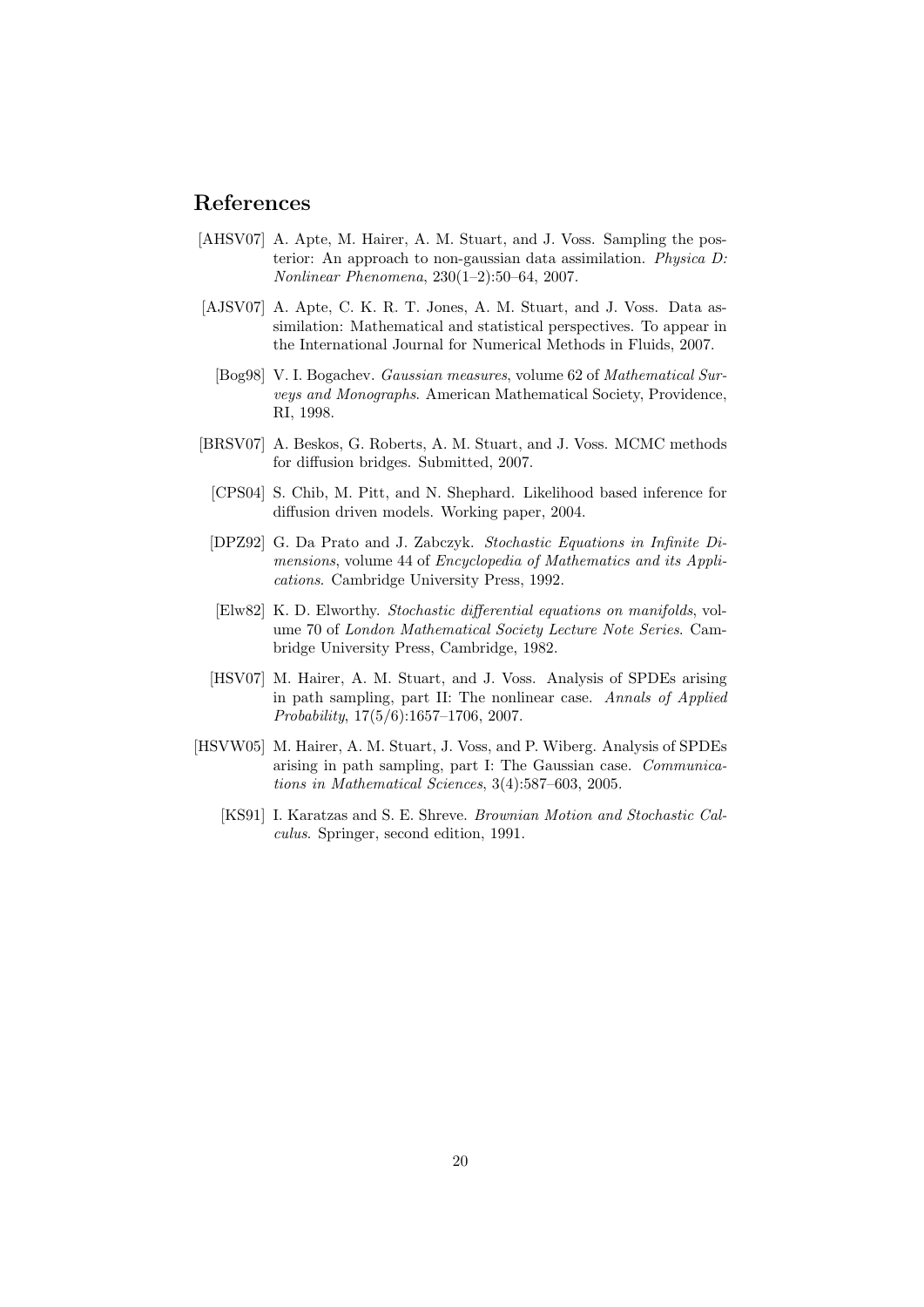# References

[AHSV07] A. Apte, M. Hairer, A. M. Stuart, and J. Voss. Sampling the posterior: An approach to non-gaussian data assimilation. *Physica D: Nonlinear Phenomena*, 230(1–2):50–64, 2007.

[AJSV07] A. Apte, C. K. R. T. Jones, A. M. Stuart, and J. Voss. Data assimilation: Mathematical and statistical perspectives. To appear in the International Journal for Numerical Methods in Fluids, 2007.

[Bog98] V. I. Bogachev. *Gaussian measures*, volume 62 of *Mathematical Surveys and Monographs*. American Mathematical Society, Providence, RI, 1998.

[BRSV07] A. Beskos, G. Roberts, A. M. Stuart, and J. Voss. MCMC methods for diffusion bridges. Submitted, 2007.

[CPS04] S. Chib, M. Pitt, and N. Shephard. Likelihood based inference for diffusion driven models. Working paper, 2004.

[DPZ92] G. Da Prato and J. Zabczyk. *Stochastic Equations in Infinite Dimensions*, volume 44 of *Encyclopedia of Mathematics and its Applications*. Cambridge University Press, 1992.

[Elw82] K. D. Elworthy. *Stochastic differential equations on manifolds*, volume 70 of *London Mathematical Society Lecture Note Series*. Cambridge University Press, Cambridge, 1982.

[HSV07] M. Hairer, A. M. Stuart, and J. Voss. Analysis of SPDEs arising in path sampling, part II: The nonlinear case. *Annals of Applied Probability*, 17(5/6):1657–1706, 2007.

[HSVW05] M. Hairer, A. M. Stuart, J. Voss, and P. Wiberg. Analysis of SPDEs arising in path sampling, part I: The Gaussian case. *Communications in Mathematical Sciences*, 3(4):587–603, 2005.

[KS91] I. Karatzas and S. E. Shreve. *Brownian Motion and Stochastic Calculus*. Springer, second edition, 1991.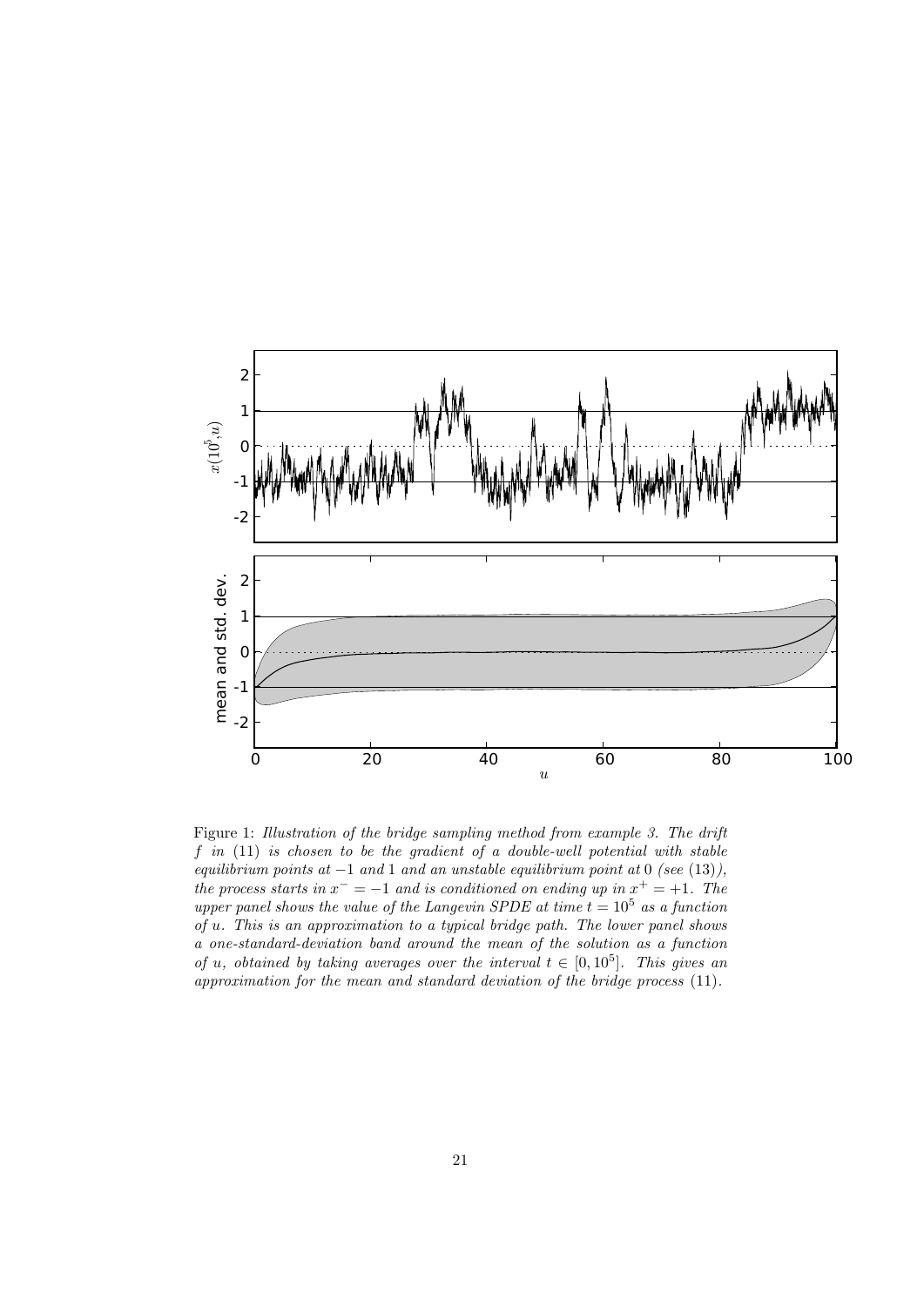Figure 1: *Illustration of the bridge sampling method from example 3. The drift $f$ in (11) is chosen to be the gradient of a double-well potential with stable equilibrium points at $-1$ and $1$ and an unstable equilibrium point at $0$ (see (13)), the process starts in $x^{-} = -1$ and is conditioned on ending up in $x^{+} = +1$. The upper panel shows the value of the Langevin SPDE at time $t = 10^5$ as a function of $u$. This is an approximation to a typical bridge path. The lower panel shows a one-standard-deviation band around the mean of the solution as a function of $u$, obtained by taking averages over the interval $t \in [0, 10^5]$. This gives an approximation for the mean and standard deviation of the bridge process (11).*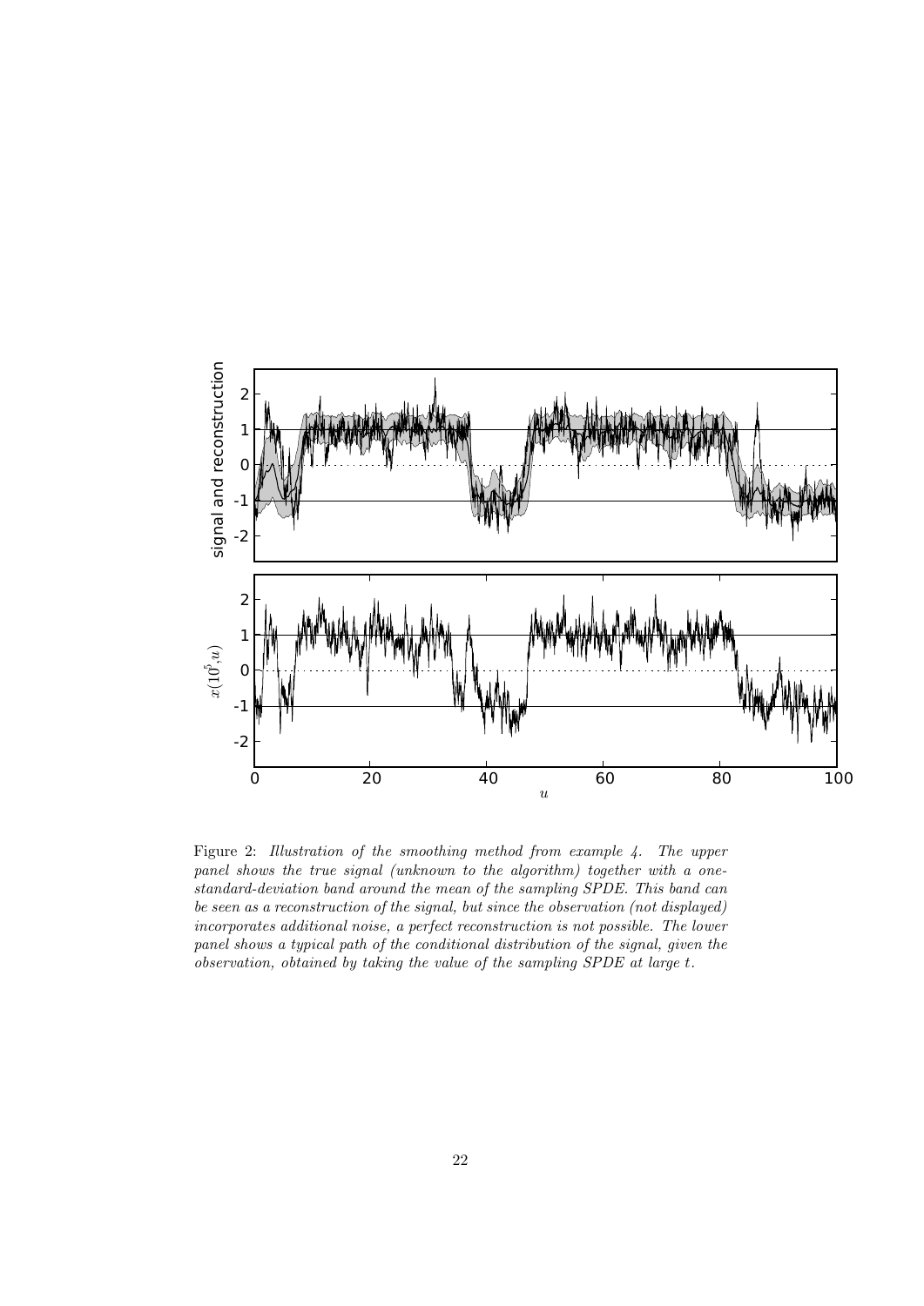Figure 2: *Illustration of the smoothing method from example 4. The upper panel shows the true signal (unknown to the algorithm) together with a one-standard-deviation band around the mean of the sampling SPDE. This band can be seen as a reconstruction of the signal, but since the observation (not displayed) incorporates additional noise, a perfect reconstruction is not possible. The lower panel shows a typical path of the conditional distribution of the signal, given the observation, obtained by taking the value of the sampling SPDE at large $t$.*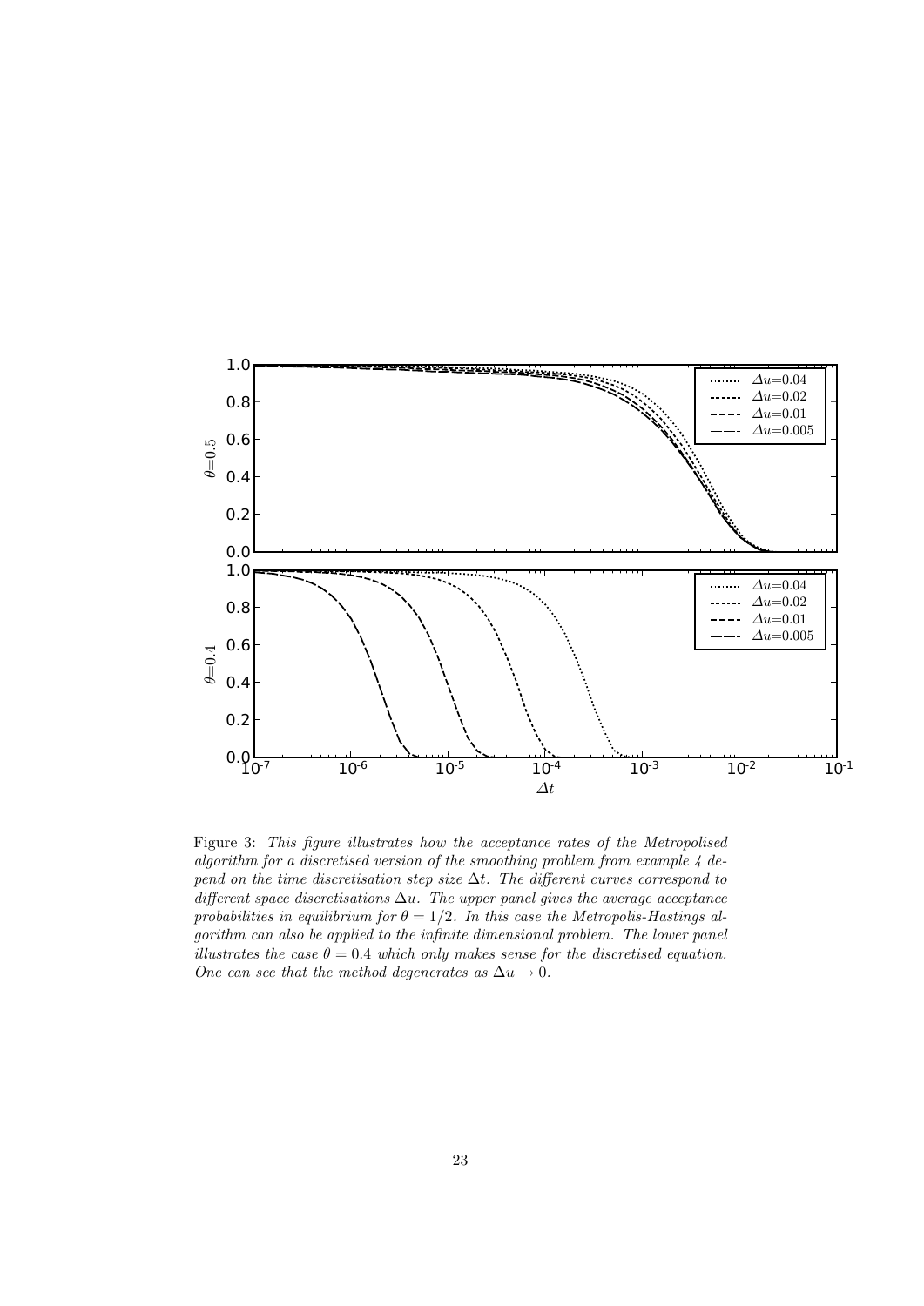1.0
0.8
0.6
0.4
0.2
0.0

$\theta$=0.5

$\Delta u$=0.04
$\Delta u$=0.02
$\Delta u$=0.01
$\Delta u$=0.005

1.0
0.8
0.6
0.4
0.2
0.0

$\theta$=0.4

$\Delta u$=0.04
$\Delta u$=0.02
$\Delta u$=0.01
$\Delta u$=0.005

$10^{-7}$ $10^{-6}$ $10^{-5}$ $10^{-4}$ $10^{-3}$ $10^{-2}$ $10^{-1}$

$\Delta t$

Figure 3: *This figure illustrates how the acceptance rates of the Metropolised algorithm for a discretised version of the smoothing problem from example 4 depend on the time discretisation step size $\Delta t$. The different curves correspond to different space discretisations $\Delta u$. The upper panel gives the average acceptance probabilities in equilibrium for $\theta = 1/2$. In this case the Metropolis-Hastings algorithm can also be applied to the infinite dimensional problem. The lower panel illustrates the case $\theta = 0.4$ which only makes sense for the discretised equation. One can see that the method degenerates as $\Delta u \to 0$.*